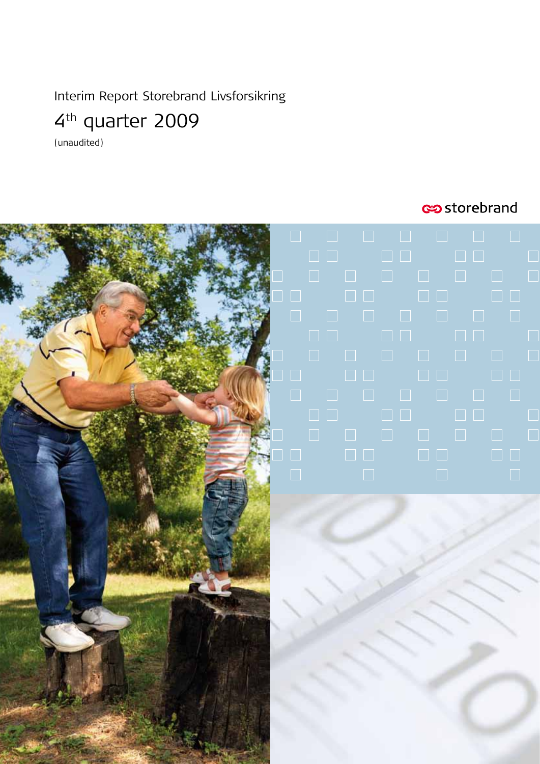Interim Report Storebrand Livsforsikring

# 4th quarter 2009

(unaudited)

storebrand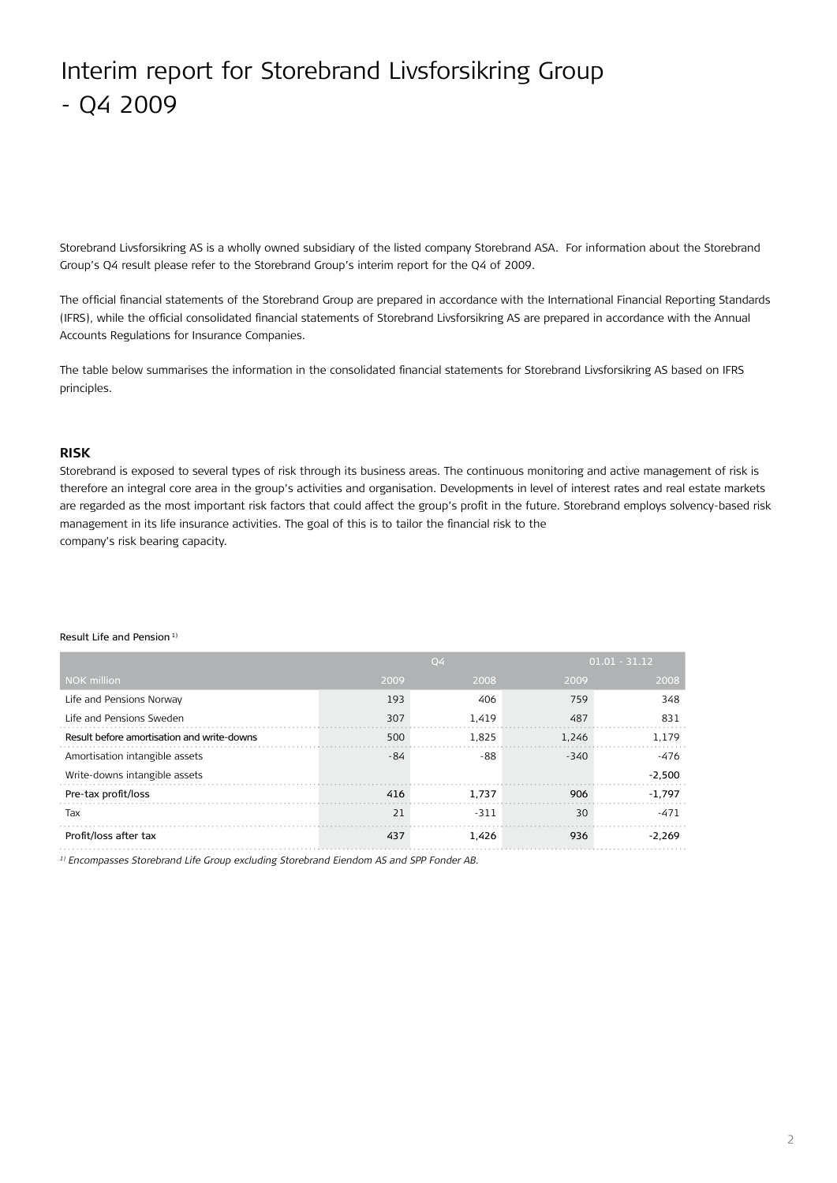# Interim report for Storebrand Livsforsikring Group - Q4 2009

Storebrand Livsforsikring AS is a wholly owned subsidiary of the listed company Storebrand ASA. For information about the Storebrand Group's Q4 result please refer to the Storebrand Group's interim report for the Q4 of 2009.

The official financial statements of the Storebrand Group are prepared in accordance with the International Financial Reporting Standards (IFRS), while the official consolidated financial statements of Storebrand Livsforsikring AS are prepared in accordance with the Annual Accounts Regulations for Insurance Companies.

The table below summarises the information in the consolidated financial statements for Storebrand Livsforsikring AS based on IFRS principles.

## RISK

Storebrand is exposed to several types of risk through its business areas. The continuous monitoring and active management of risk is therefore an integral core area in the group's activities and organisation. Developments in level of interest rates and real estate markets are regarded as the most important risk factors that could affect the group's profit in the future. Storebrand employs solvency-based risk management in its life insurance activities. The goal of this is to tailor the financial risk to the company's risk bearing capacity.

Result Life and Pension [1)]

| | Q4 | | 01.01 - 31.12 | |
|---|---|---|---|---|
| NOK million | 2009 | 2008 | 2009 | 2008 |
| Life and Pensions Norway | 193 | 406 | 759 | 348 |
| Life and Pensions Sweden | 307 | 1,419 | 487 | 831 |
| Result before amortisation and write-downs | 500 | 1,825 | 1,246 | 1,179 |
| Amortisation intangible assets | -84 | -88 | -340 | -476 |
| Write-downs intangible assets | | | | -2,500 |
| Pre-tax profit/loss | 416 | 1,737 | 906 | -1,797 |
| Tax | 21 | -311 | 30 | -471 |
| Profit/loss after tax | 437 | 1,426 | 936 | -2,269 |

*[1)] Encompasses Storebrand Life Group excluding Storebrand Eiendom AS and SPP Fonder AB.*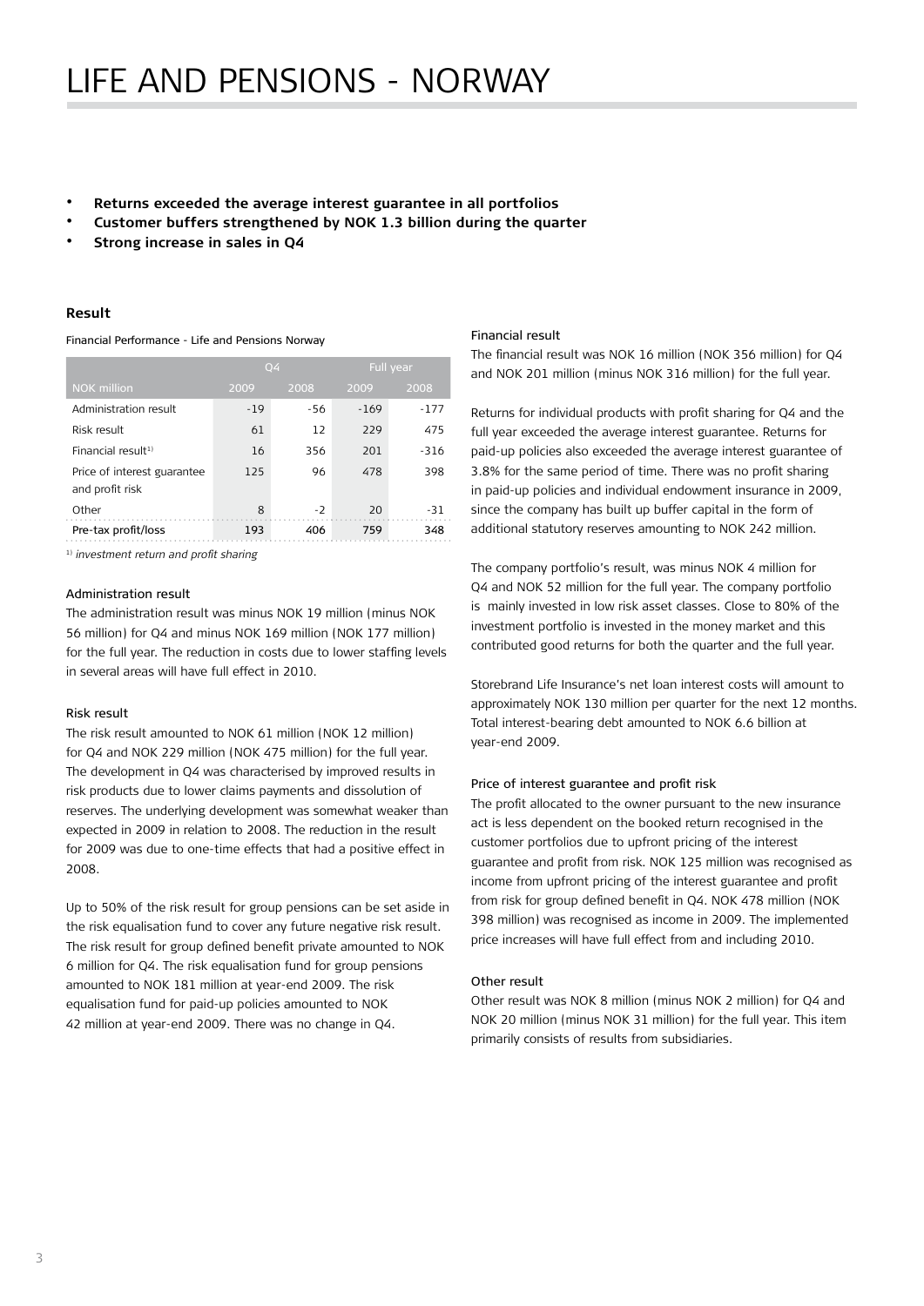# LIFE AND PENSIONS - NORWAY

- **Returns exceeded the average interest guarantee in all portfolios**
- **Customer buffers strengthened by NOK 1.3 billion during the quarter**
- **Strong increase in sales in Q4**

### Result

Financial Performance - Life and Pensions Norway

| | Q4 | | Full year | |
|---|---|---|---|---|
| NOK million | 2009 | 2008 | 2009 | 2008 |
| Administration result | -19 | -56 | -169 | -177 |
| Risk result | 61 | 12 | 229 | 475 |
| Financial result[1] | 16 | 356 | 201 | -316 |
| Price of interest guarantee and profit risk | 125 | 96 | 478 | 398 |
| Other | 8 | -2 | 20 | -31 |
| Pre-tax profit/loss | 193 | 406 | 759 | 348 |

[1] *investment return and profit sharing*

#### Administration result

The administration result was minus NOK 19 million (minus NOK 56 million) for Q4 and minus NOK 169 million (NOK 177 million) for the full year. The reduction in costs due to lower staffing levels in several areas will have full effect in 2010.

#### Risk result

The risk result amounted to NOK 61 million (NOK 12 million) for Q4 and NOK 229 million (NOK 475 million) for the full year. The development in Q4 was characterised by improved results in risk products due to lower claims payments and dissolution of reserves. The underlying development was somewhat weaker than expected in 2009 in relation to 2008. The reduction in the result for 2009 was due to one-time effects that had a positive effect in 2008.

Up to 50% of the risk result for group pensions can be set aside in the risk equalisation fund to cover any future negative risk result. The risk result for group defined benefit private amounted to NOK 6 million for Q4. The risk equalisation fund for group pensions amounted to NOK 181 million at year-end 2009. The risk equalisation fund for paid-up policies amounted to NOK 42 million at year-end 2009. There was no change in Q4.

#### Financial result

The financial result was NOK 16 million (NOK 356 million) for Q4 and NOK 201 million (minus NOK 316 million) for the full year.

Returns for individual products with profit sharing for Q4 and the full year exceeded the average interest guarantee. Returns for paid-up policies also exceeded the average interest guarantee of 3.8% for the same period of time. There was no profit sharing in paid-up policies and individual endowment insurance in 2009, since the company has built up buffer capital in the form of additional statutory reserves amounting to NOK 242 million.

The company portfolio's result, was minus NOK 4 million for Q4 and NOK 52 million for the full year. The company portfolio is mainly invested in low risk asset classes. Close to 80% of the investment portfolio is invested in the money market and this contributed good returns for both the quarter and the full year.

Storebrand Life Insurance's net loan interest costs will amount to approximately NOK 130 million per quarter for the next 12 months. Total interest-bearing debt amounted to NOK 6.6 billion at year-end 2009.

#### Price of interest guarantee and profit risk

The profit allocated to the owner pursuant to the new insurance act is less dependent on the booked return recognised in the customer portfolios due to upfront pricing of the interest guarantee and profit from risk. NOK 125 million was recognised as income from upfront pricing of the interest guarantee and profit from risk for group defined benefit in Q4. NOK 478 million (NOK 398 million) was recognised as income in 2009. The implemented price increases will have full effect from and including 2010.

#### Other result

Other result was NOK 8 million (minus NOK 2 million) for Q4 and NOK 20 million (minus NOK 31 million) for the full year. This item primarily consists of results from subsidiaries.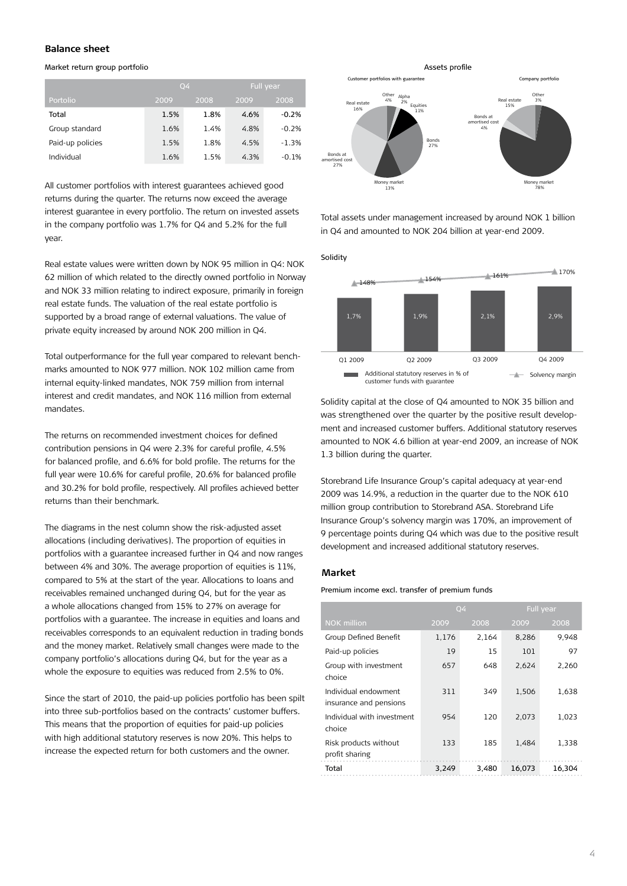## Balance sheet

Market return group portfolio

| | Q4 | | Full year | |
|---|---|---|---|---|
| Portolio | 2009 | 2008 | 2009 | 2008 |
| Total | 1.5% | 1.8% | 4.6% | -0.2% |
| Group standard | 1.6% | 1.4% | 4.8% | -0.2% |
| Paid-up policies | 1.5% | 1.8% | 4.5% | -1.3% |
| Individual | 1.6% | 1.5% | 4.3% | -0.1% |

All customer portfolios with interest guarantees achieved good returns during the quarter. The returns now exceed the average interest guarantee in every portfolio. The return on invested assets in the company portfolio was 1.7% for Q4 and 5.2% for the full year.

Real estate values were written down by NOK 95 million in Q4: NOK 62 million of which related to the directly owned portfolio in Norway and NOK 33 million relating to indirect exposure, primarily in foreign real estate funds. The valuation of the real estate portfolio is supported by a broad range of external valuations. The value of private equity increased by around NOK 200 million in Q4.

Total outperformance for the full year compared to relevant benchmarks amounted to NOK 977 million. NOK 102 million came from internal equity-linked mandates, NOK 759 million from internal interest and credit mandates, and NOK 116 million from external mandates.

The returns on recommended investment choices for defined contribution pensions in Q4 were 2.3% for careful profile, 4.5% for balanced profile, and 6.6% for bold profile. The returns for the full year were 10.6% for careful profile, 20.6% for balanced profile and 30.2% for bold profile, respectively. All profiles achieved better returns than their benchmark.

The diagrams in the nest column show the risk-adjusted asset allocations (including derivatives). The proportion of equities in portfolios with a guarantee increased further in Q4 and now ranges between 4% and 30%. The average proportion of equities is 11%, compared to 5% at the start of the year. Allocations to loans and receivables remained unchanged during Q4, but for the year as a whole allocations changed from 15% to 27% on average for portfolios with a guarantee. The increase in equities and loans and receivables corresponds to an equivalent reduction in trading bonds and the money market. Relatively small changes were made to the company portfolio's allocations during Q4, but for the year as a whole the exposure to equities was reduced from 2.5% to 0%.

Since the start of 2010, the paid-up policies portfolio has been spilt into three sub-portfolios based on the contracts' customer buffers. This means that the proportion of equities for paid-up policies with high additional statutory reserves is now 20%. This helps to increase the expected return for both customers and the owner.

Assets profile

Customer portfolios with guarantee: Other 4%, Alpha 2%, Equities 11%, Bonds 27%, Money market 13%, Bonds at amortised cost 27%, Real estate 16%

Company portfolio: Other 3%, Money market 78%, Bonds at amortised cost 4%, Real estate 15%

Total assets under management increased by around NOK 1 billion in Q4 and amounted to NOK 204 billion at year-end 2009.

Solidity

| | Q1 2009 | Q2 2009 | Q3 2009 | Q4 2009 |
|---|---|---|---|---|
| Additional statutory reserves in % of customer funds with guarantee | 1,7% | 1,9% | 2,1% | 2,9% |
| Solvency margin | 148% | 154% | 161% | 170% |

Solidity capital at the close of Q4 amounted to NOK 35 billion and was strengthened over the quarter by the positive result development and increased customer buffers. Additional statutory reserves amounted to NOK 4.6 billion at year-end 2009, an increase of NOK 1.3 billion during the quarter.

Storebrand Life Insurance Group's capital adequacy at year-end 2009 was 14.9%, a reduction in the quarter due to the NOK 610 million group contribution to Storebrand ASA. Storebrand Life Insurance Group's solvency margin was 170%, an improvement of 9 percentage points during Q4 which was due to the positive result development and increased additional statutory reserves.

## Market

Premium income excl. transfer of premium funds

| | Q4 | | Full year | |
|---|---|---|---|---|
| NOK million | 2009 | 2008 | 2009 | 2008 |
| Group Defined Benefit | 1,176 | 2,164 | 8,286 | 9,948 |
| Paid-up policies | 19 | 15 | 101 | 97 |
| Group with investment choice | 657 | 648 | 2,624 | 2,260 |
| Individual endowment insurance and pensions | 311 | 349 | 1,506 | 1,638 |
| Individual with investment choice | 954 | 120 | 2,073 | 1,023 |
| Risk products without profit sharing | 133 | 185 | 1,484 | 1,338 |
| Total | 3,249 | 3,480 | 16,073 | 16,304 |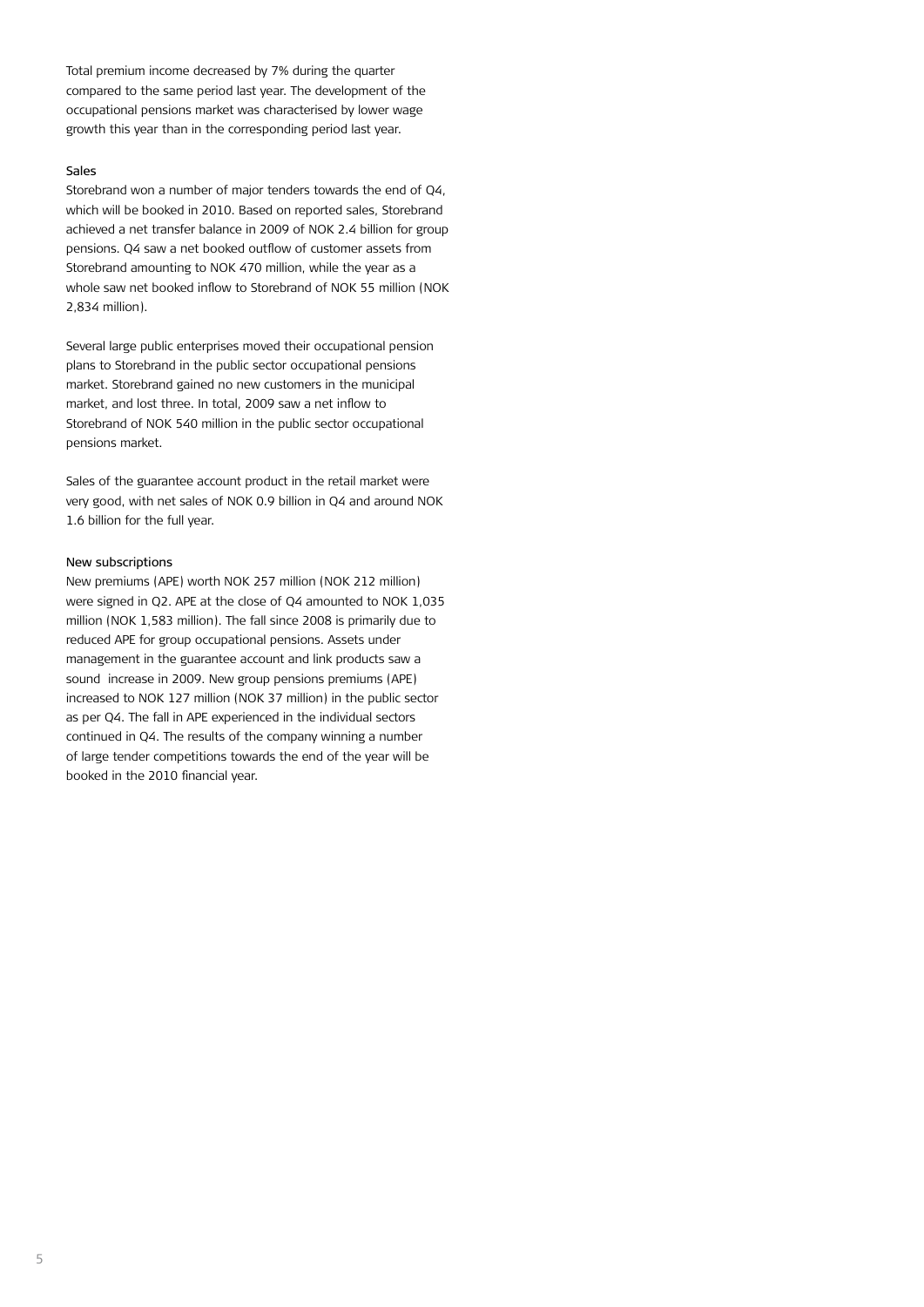Total premium income decreased by 7% during the quarter compared to the same period last year. The development of the occupational pensions market was characterised by lower wage growth this year than in the corresponding period last year.

### Sales

Storebrand won a number of major tenders towards the end of Q4, which will be booked in 2010. Based on reported sales, Storebrand achieved a net transfer balance in 2009 of NOK 2.4 billion for group pensions. Q4 saw a net booked outflow of customer assets from Storebrand amounting to NOK 470 million, while the year as a whole saw net booked inflow to Storebrand of NOK 55 million (NOK 2,834 million).

Several large public enterprises moved their occupational pension plans to Storebrand in the public sector occupational pensions market. Storebrand gained no new customers in the municipal market, and lost three. In total, 2009 saw a net inflow to Storebrand of NOK 540 million in the public sector occupational pensions market.

Sales of the guarantee account product in the retail market were very good, with net sales of NOK 0.9 billion in Q4 and around NOK 1.6 billion for the full year.

### New subscriptions

New premiums (APE) worth NOK 257 million (NOK 212 million) were signed in Q2. APE at the close of Q4 amounted to NOK 1,035 million (NOK 1,583 million). The fall since 2008 is primarily due to reduced APE for group occupational pensions. Assets under management in the guarantee account and link products saw a sound increase in 2009. New group pensions premiums (APE) increased to NOK 127 million (NOK 37 million) in the public sector as per Q4. The fall in APE experienced in the individual sectors continued in Q4. The results of the company winning a number of large tender competitions towards the end of the year will be booked in the 2010 financial year.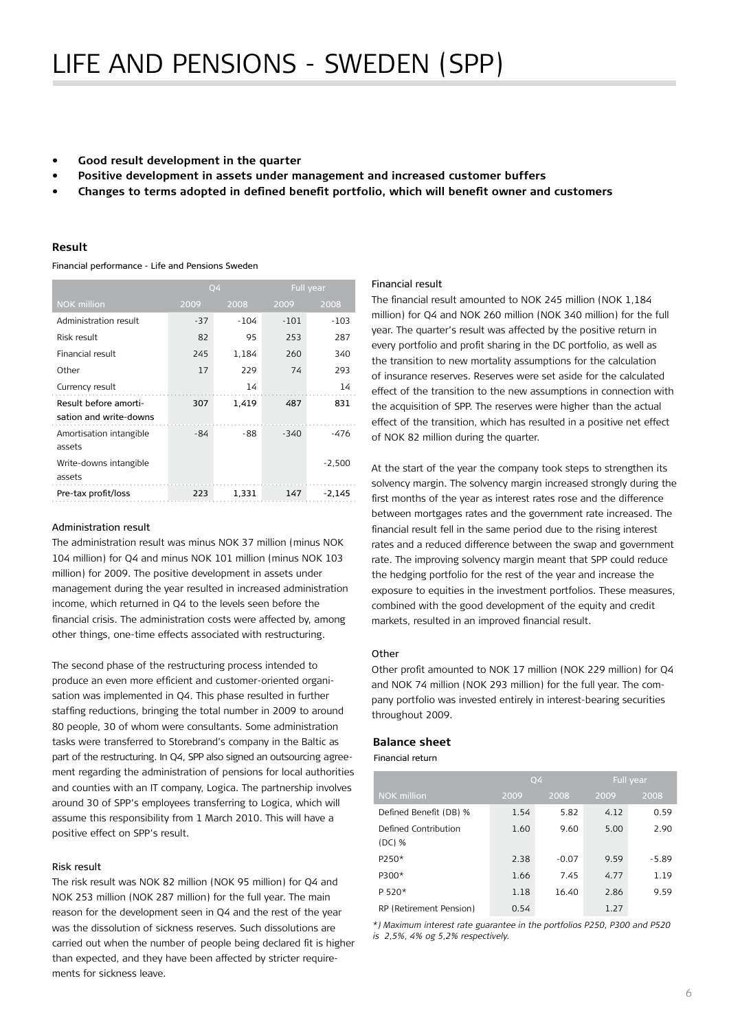# LIFE AND PENSIONS - SWEDEN (SPP)

- **Good result development in the quarter**
- **Positive development in assets under management and increased customer buffers**
- **Changes to terms adopted in defined benefit portfolio, which will benefit owner and customers**

### Result

Financial performance - Life and Pensions Sweden

| | Q4 | | Full year | |
|---|---|---|---|---|
| NOK million | 2009 | 2008 | 2009 | 2008 |
| Administration result | -37 | -104 | -101 | -103 |
| Risk result | 82 | 95 | 253 | 287 |
| Financial result | 245 | 1,184 | 260 | 340 |
| Other | 17 | 229 | 74 | 293 |
| Currency result | | 14 | | 14 |
| Result before amortisation and write-downs | 307 | 1,419 | 487 | 831 |
| Amortisation intangible assets | -84 | -88 | -340 | -476 |
| Write-downs intangible assets | | | | -2,500 |
| Pre-tax profit/loss | 223 | 1,331 | 147 | -2,145 |

#### Administration result

The administration result was minus NOK 37 million (minus NOK 104 million) for Q4 and minus NOK 101 million (minus NOK 103 million) for 2009. The positive development in assets under management during the year resulted in increased administration income, which returned in Q4 to the levels seen before the financial crisis. The administration costs were affected by, among other things, one-time effects associated with restructuring.

The second phase of the restructuring process intended to produce an even more efficient and customer-oriented organisation was implemented in Q4. This phase resulted in further staffing reductions, bringing the total number in 2009 to around 80 people, 30 of whom were consultants. Some administration tasks were transferred to Storebrand's company in the Baltic as part of the restructuring. In Q4, SPP also signed an outsourcing agreement regarding the administration of pensions for local authorities and counties with an IT company, Logica. The partnership involves around 30 of SPP's employees transferring to Logica, which will assume this responsibility from 1 March 2010. This will have a positive effect on SPP's result.

#### Risk result

The risk result was NOK 82 million (NOK 95 million) for Q4 and NOK 253 million (NOK 287 million) for the full year. The main reason for the development seen in Q4 and the rest of the year was the dissolution of sickness reserves. Such dissolutions are carried out when the number of people being declared fit is higher than expected, and they have been affected by stricter requirements for sickness leave.

#### Financial result

The financial result amounted to NOK 245 million (NOK 1,184 million) for Q4 and NOK 260 million (NOK 340 million) for the full year. The quarter's result was affected by the positive return in every portfolio and profit sharing in the DC portfolio, as well as the transition to new mortality assumptions for the calculation of insurance reserves. Reserves were set aside for the calculated effect of the transition to the new assumptions in connection with the acquisition of SPP. The reserves were higher than the actual effect of the transition, which has resulted in a positive net effect of NOK 82 million during the quarter.

At the start of the year the company took steps to strengthen its solvency margin. The solvency margin increased strongly during the first months of the year as interest rates rose and the difference between mortgages rates and the government rate increased. The financial result fell in the same period due to the rising interest rates and a reduced difference between the swap and government rate. The improving solvency margin meant that SPP could reduce the hedging portfolio for the rest of the year and increase the exposure to equities in the investment portfolios. These measures, combined with the good development of the equity and credit markets, resulted in an improved financial result.

#### Other

Other profit amounted to NOK 17 million (NOK 229 million) for Q4 and NOK 74 million (NOK 293 million) for the full year. The company portfolio was invested entirely in interest-bearing securities throughout 2009.

### Balance sheet

Financial return

| | Q4 | | Full year | |
|---|---|---|---|---|
| NOK million | 2009 | 2008 | 2009 | 2008 |
| Defined Benefit (DB) % | 1.54 | 5.82 | 4.12 | 0.59 |
| Defined Contribution (DC) % | 1.60 | 9.60 | 5.00 | 2.90 |
| P250* | 2.38 | -0.07 | 9.59 | -5.89 |
| P300* | 1.66 | 7.45 | 4.77 | 1.19 |
| P 520* | 1.18 | 16.40 | 2.86 | 9.59 |
| RP (Retirement Pension) | 0.54 | | 1.27 | |

*\*) Maximum interest rate guarantee in the portfolios P250, P300 and P520 is 2,5%, 4% og 5,2% respectively.*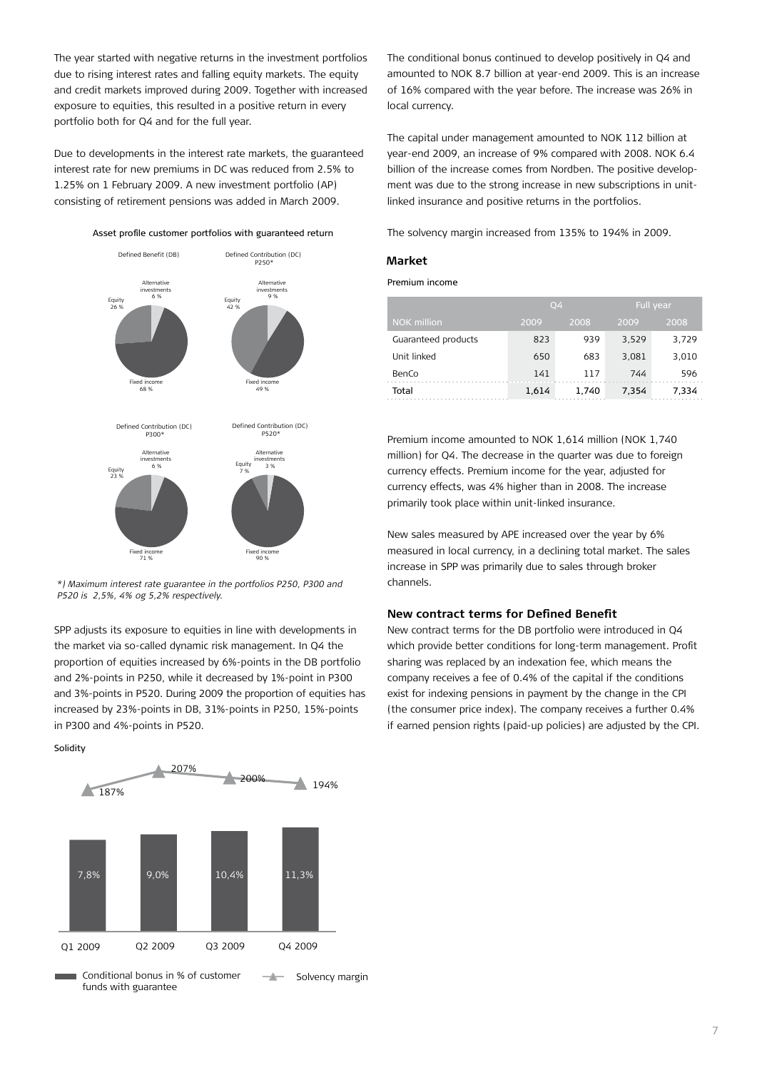The year started with negative returns in the investment portfolios due to rising interest rates and falling equity markets. The equity and credit markets improved during 2009. Together with increased exposure to equities, this resulted in a positive return in every portfolio both for Q4 and for the full year.

Due to developments in the interest rate markets, the guaranteed interest rate for new premiums in DC was reduced from 2.5% to 1.25% on 1 February 2009. A new investment portfolio (AP) consisting of retirement pensions was added in March 2009.

Asset profile customer portfolios with guaranteed return

Defined Benefit (DB): Alternative investments 6 %, Equity 26 %, Fixed income 68 %

Defined Contribution (DC) P250*: Alternative investments 9 %, Equity 42 %, Fixed income 49 %

Defined Contribution (DC) P300*: Alternative investments 6 %, Equity 23 %, Fixed income 71 %

Defined Contribution (DC) P520*: Alternative investments 3 %, Equity 7 %, Fixed income 90 %

*\) Maximum interest rate guarantee in the portfolios P250, P300 and P520 is 2,5%, 4% og 5,2% respectively.*

SPP adjusts its exposure to equities in line with developments in the market via so-called dynamic risk management. In Q4 the proportion of equities increased by 6%-points in the DB portfolio and 2%-points in P250, while it decreased by 1%-point in P300 and 3%-points in P520. During 2009 the proportion of equities has increased by 23%-points in DB, 31%-points in P250, 15%-points in P300 and 4%-points in P520.

Solidity

| | Q1 2009 | Q2 2009 | Q3 2009 | Q4 2009 |
|---|---|---|---|---|
| Conditional bonus in % of customer funds with guarantee | 7,8% | 9,0% | 10,4% | 11,3% |
| Solvency margin | 187% | 207% | 200% | 194% |

The conditional bonus continued to develop positively in Q4 and amounted to NOK 8.7 billion at year-end 2009. This is an increase of 16% compared with the year before. The increase was 26% in local currency.

The capital under management amounted to NOK 112 billion at year-end 2009, an increase of 9% compared with 2008. NOK 6.4 billion of the increase comes from Nordben. The positive development was due to the strong increase in new subscriptions in unit-linked insurance and positive returns in the portfolios.

The solvency margin increased from 135% to 194% in 2009.

## Market

Premium income

| | Q4 | | Full year | |
|---|---|---|---|---|
| NOK million | 2009 | 2008 | 2009 | 2008 |
| Guaranteed products | 823 | 939 | 3,529 | 3,729 |
| Unit linked | 650 | 683 | 3,081 | 3,010 |
| BenCo | 141 | 117 | 744 | 596 |
| Total | 1,614 | 1,740 | 7,354 | 7,334 |

Premium income amounted to NOK 1,614 million (NOK 1,740 million) for Q4. The decrease in the quarter was due to foreign currency effects. Premium income for the year, adjusted for currency effects, was 4% higher than in 2008. The increase primarily took place within unit-linked insurance.

New sales measured by APE increased over the year by 6% measured in local currency, in a declining total market. The sales increase in SPP was primarily due to sales through broker channels.

## New contract terms for Defined Benefit

New contract terms for the DB portfolio were introduced in Q4 which provide better conditions for long-term management. Profit sharing was replaced by an indexation fee, which means the company receives a fee of 0.4% of the capital if the conditions exist for indexing pensions in payment by the change in the CPI (the consumer price index). The company receives a further 0.4% if earned pension rights (paid-up policies) are adjusted by the CPI.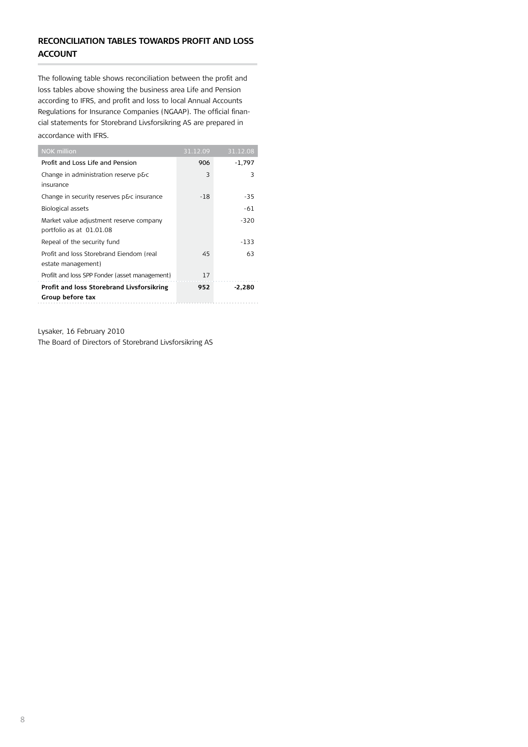## RECONCILIATION TABLES TOWARDS PROFIT AND LOSS ACCOUNT

The following table shows reconciliation between the profit and loss tables above showing the business area Life and Pension according to IFRS, and profit and loss to local Annual Accounts Regulations for Insurance Companies (NGAAP). The official financial statements for Storebrand Livsforsikring AS are prepared in accordance with IFRS.

| NOK million | 31.12.09 | 31.12.08 |
|---|---|---|
| Profit and Loss Life and Pension | 906 | -1,797 |
| Change in administration reserve p&c insurance | 3 | 3 |
| Change in security reserves p&c insurance | -18 | -35 |
| Biological assets | | -61 |
| Market value adjustment reserve company portfolio as at 01.01.08 | | -320 |
| Repeal of the security fund | | -133 |
| Profit and loss Storebrand Eiendom (real estate management) | 45 | 63 |
| Profilt and loss SPP Fonder (asset management) | 17 | |
| **Profit and loss Storebrand Livsforsikring Group before tax** | **952** | **-2,280** |

Lysaker, 16 February 2010
The Board of Directors of Storebrand Livsforsikring AS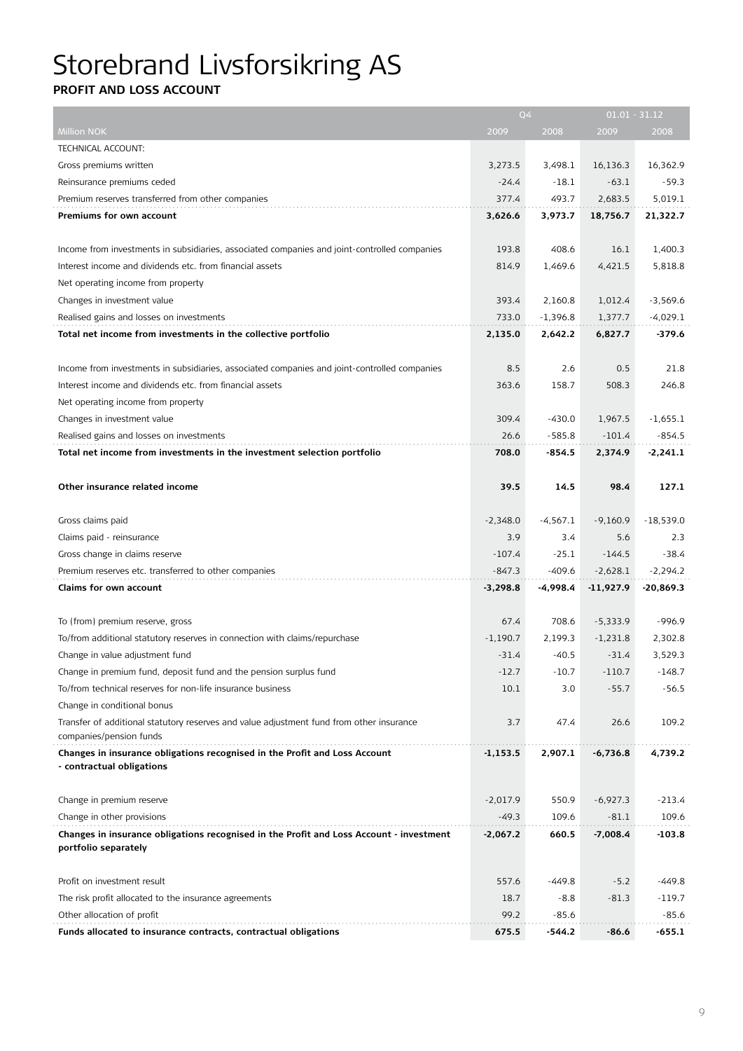# Storebrand Livsforsikring AS

**PROFIT AND LOSS ACCOUNT**

| | Q4 | | 01.01 - 31.12 | |
|---|---|---|---|---|
| Million NOK | 2009 | 2008 | 2009 | 2008 |
| TECHNICAL ACCOUNT: | | | | |
| Gross premiums written | 3,273.5 | 3,498.1 | 16,136.3 | 16,362.9 |
| Reinsurance premiums ceded | -24.4 | -18.1 | -63.1 | -59.3 |
| Premium reserves transferred from other companies | 377.4 | 493.7 | 2,683.5 | 5,019.1 |
| **Premiums for own account** | **3,626.6** | **3,973.7** | **18,756.7** | **21,322.7** |
| | | | | |
| Income from investments in subsidiaries, associated companies and joint-controlled companies | 193.8 | 408.6 | 16.1 | 1,400.3 |
| Interest income and dividends etc. from financial assets | 814.9 | 1,469.6 | 4,421.5 | 5,818.8 |
| Net operating income from property | | | | |
| Changes in investment value | 393.4 | 2,160.8 | 1,012.4 | -3,569.6 |
| Realised gains and losses on investments | 733.0 | -1,396.8 | 1,377.7 | -4,029.1 |
| **Total net income from investments in the collective portfolio** | **2,135.0** | **2,642.2** | **6,827.7** | **-379.6** |
| | | | | |
| Income from investments in subsidiaries, associated companies and joint-controlled companies | 8.5 | 2.6 | 0.5 | 21.8 |
| Interest income and dividends etc. from financial assets | 363.6 | 158.7 | 508.3 | 246.8 |
| Net operating income from property | | | | |
| Changes in investment value | 309.4 | -430.0 | 1,967.5 | -1,655.1 |
| Realised gains and losses on investments | 26.6 | -585.8 | -101.4 | -854.5 |
| **Total net income from investments in the investment selection portfolio** | **708.0** | **-854.5** | **2,374.9** | **-2,241.1** |
| | | | | |
| **Other insurance related income** | **39.5** | **14.5** | **98.4** | **127.1** |
| | | | | |
| Gross claims paid | -2,348.0 | -4,567.1 | -9,160.9 | -18,539.0 |
| Claims paid - reinsurance | 3.9 | 3.4 | 5.6 | 2.3 |
| Gross change in claims reserve | -107.4 | -25.1 | -144.5 | -38.4 |
| Premium reserves etc. transferred to other companies | -847.3 | -409.6 | -2,628.1 | -2,294.2 |
| **Claims for own account** | **-3,298.8** | **-4,998.4** | **-11,927.9** | **-20,869.3** |
| | | | | |
| To (from) premium reserve, gross | 67.4 | 708.6 | -5,333.9 | -996.9 |
| To/from additional statutory reserves in connection with claims/repurchase | -1,190.7 | 2,199.3 | -1,231.8 | 2,302.8 |
| Change in value adjustment fund | -31.4 | -40.5 | -31.4 | 3,529.3 |
| Change in premium fund, deposit fund and the pension surplus fund | -12.7 | -10.7 | -110.7 | -148.7 |
| To/from technical reserves for non-life insurance business | 10.1 | 3.0 | -55.7 | -56.5 |
| Change in conditional bonus | | | | |
| Transfer of additional statutory reserves and value adjustment fund from other insurance companies/pension funds | 3.7 | 47.4 | 26.6 | 109.2 |
| **Changes in insurance obligations recognised in the Profit and Loss Account - contractual obligations** | **-1,153.5** | **2,907.1** | **-6,736.8** | **4,739.2** |
| | | | | |
| Change in premium reserve | -2,017.9 | 550.9 | -6,927.3 | -213.4 |
| Change in other provisions | -49.3 | 109.6 | -81.1 | 109.6 |
| **Changes in insurance obligations recognised in the Profit and Loss Account - investment portfolio separately** | **-2,067.2** | **660.5** | **-7,008.4** | **-103.8** |
| | | | | |
| Profit on investment result | 557.6 | -449.8 | -5.2 | -449.8 |
| The risk profit allocated to the insurance agreements | 18.7 | -8.8 | -81.3 | -119.7 |
| Other allocation of profit | 99.2 | -85.6 | | -85.6 |
| **Funds allocated to insurance contracts, contractual obligations** | **675.5** | **-544.2** | **-86.6** | **-655.1** |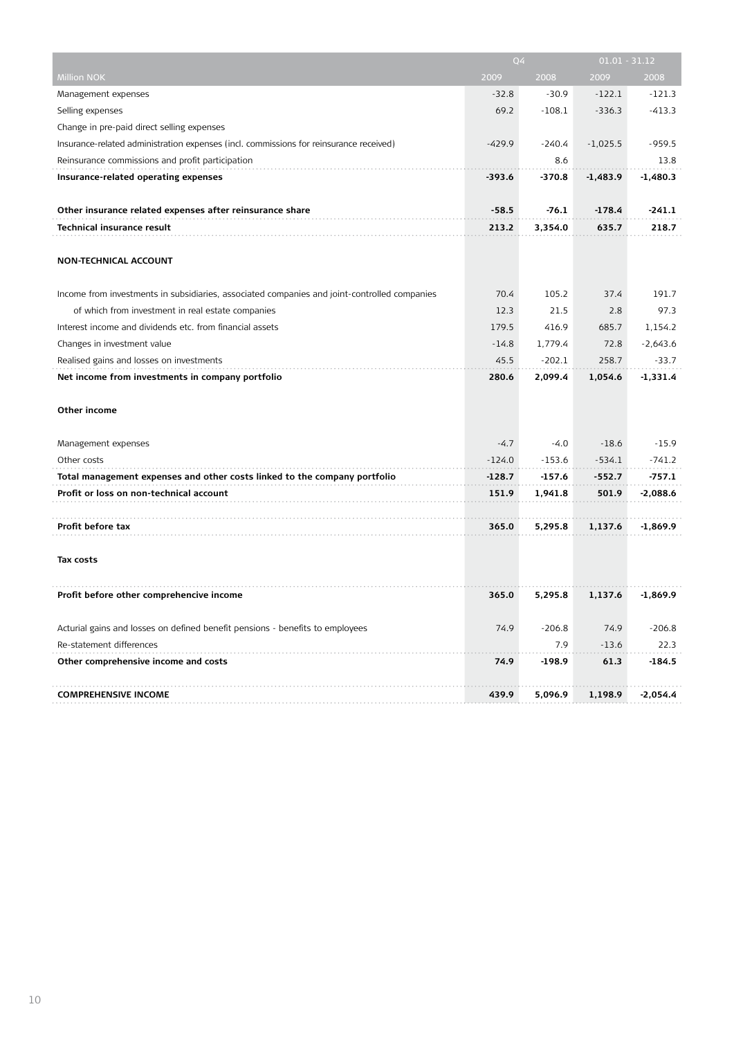| Million NOK | Q4 2009 | Q4 2008 | 01.01 - 31.12 2009 | 01.01 - 31.12 2008 |
|---|---|---|---|---|
| Management expenses | -32.8 | -30.9 | -122.1 | -121.3 |
| Selling expenses | 69.2 | -108.1 | -336.3 | -413.3 |
| Change in pre-paid direct selling expenses | | | | |
| Insurance-related administration expenses (incl. commissions for reinsurance received) | -429.9 | -240.4 | -1,025.5 | -959.5 |
| Reinsurance commissions and profit participation | | 8.6 | | 13.8 |
| **Insurance-related operating expenses** | **-393.6** | **-370.8** | **-1,483.9** | **-1,480.3** |
| | | | | |
| **Other insurance related expenses after reinsurance share** | **-58.5** | **-76.1** | **-178.4** | **-241.1** |
| **Technical insurance result** | **213.2** | **3,354.0** | **635.7** | **218.7** |
| | | | | |
| **NON-TECHNICAL ACCOUNT** | | | | |
| | | | | |
| Income from investments in subsidiaries, associated companies and joint-controlled companies | 70.4 | 105.2 | 37.4 | 191.7 |
| of which from investment in real estate companies | 12.3 | 21.5 | 2.8 | 97.3 |
| Interest income and dividends etc. from financial assets | 179.5 | 416.9 | 685.7 | 1,154.2 |
| Changes in investment value | -14.8 | 1,779.4 | 72.8 | -2,643.6 |
| Realised gains and losses on investments | 45.5 | -202.1 | 258.7 | -33.7 |
| **Net income from investments in company portfolio** | **280.6** | **2,099.4** | **1,054.6** | **-1,331.4** |
| | | | | |
| **Other income** | | | | |
| | | | | |
| Management expenses | -4.7 | -4.0 | -18.6 | -15.9 |
| Other costs | -124.0 | -153.6 | -534.1 | -741.2 |
| **Total management expenses and other costs linked to the company portfolio** | **-128.7** | **-157.6** | **-552.7** | **-757.1** |
| **Profit or loss on non-technical account** | **151.9** | **1,941.8** | **501.9** | **-2,088.6** |
| | | | | |
| **Profit before tax** | **365.0** | **5,295.8** | **1,137.6** | **-1,869.9** |
| | | | | |
| **Tax costs** | | | | |
| | | | | |
| **Profit before other comprehencive income** | **365.0** | **5,295.8** | **1,137.6** | **-1,869.9** |
| | | | | |
| Acturial gains and losses on defined benefit pensions - benefits to employees | 74.9 | -206.8 | 74.9 | -206.8 |
| Re-statement differences | | 7.9 | -13.6 | 22.3 |
| **Other comprehensive income and costs** | **74.9** | **-198.9** | **61.3** | **-184.5** |
| | | | | |
| **COMPREHENSIVE INCOME** | **439.9** | **5,096.9** | **1,198.9** | **-2,054.4** |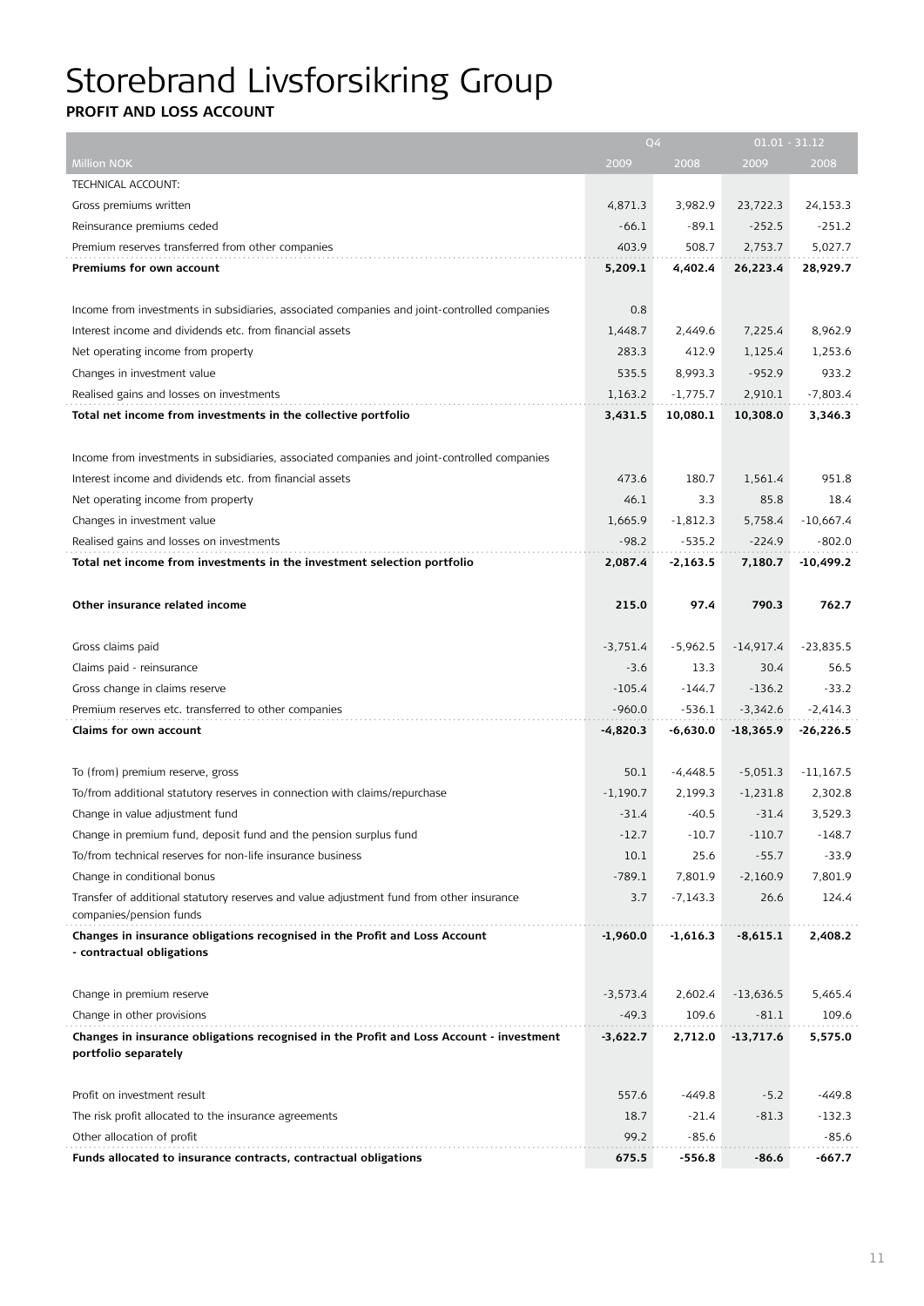# Storebrand Livsforsikring Group

**PROFIT AND LOSS ACCOUNT**

| | Q4 | | 01.01 - 31.12 | |
|---|---|---|---|---|
| Million NOK | 2009 | 2008 | 2009 | 2008 |
| TECHNICAL ACCOUNT: | | | | |
| Gross premiums written | 4,871.3 | 3,982.9 | 23,722.3 | 24,153.3 |
| Reinsurance premiums ceded | -66.1 | -89.1 | -252.5 | -251.2 |
| Premium reserves transferred from other companies | 403.9 | 508.7 | 2,753.7 | 5,027.7 |
| **Premiums for own account** | **5,209.1** | **4,402.4** | **26,223.4** | **28,929.7** |
| | | | | |
| Income from investments in subsidiaries, associated companies and joint-controlled companies | 0.8 | | | |
| Interest income and dividends etc. from financial assets | 1,448.7 | 2,449.6 | 7,225.4 | 8,962.9 |
| Net operating income from property | 283.3 | 412.9 | 1,125.4 | 1,253.6 |
| Changes in investment value | 535.5 | 8,993.3 | -952.9 | 933.2 |
| Realised gains and losses on investments | 1,163.2 | -1,775.7 | 2,910.1 | -7,803.4 |
| **Total net income from investments in the collective portfolio** | **3,431.5** | **10,080.1** | **10,308.0** | **3,346.3** |
| | | | | |
| Income from investments in subsidiaries, associated companies and joint-controlled companies | | | | |
| Interest income and dividends etc. from financial assets | 473.6 | 180.7 | 1,561.4 | 951.8 |
| Net operating income from property | 46.1 | 3.3 | 85.8 | 18.4 |
| Changes in investment value | 1,665.9 | -1,812.3 | 5,758.4 | -10,667.4 |
| Realised gains and losses on investments | -98.2 | -535.2 | -224.9 | -802.0 |
| **Total net income from investments in the investment selection portfolio** | **2,087.4** | **-2,163.5** | **7,180.7** | **-10,499.2** |
| | | | | |
| **Other insurance related income** | **215.0** | **97.4** | **790.3** | **762.7** |
| | | | | |
| Gross claims paid | -3,751.4 | -5,962.5 | -14,917.4 | -23,835.5 |
| Claims paid - reinsurance | -3.6 | 13.3 | 30.4 | 56.5 |
| Gross change in claims reserve | -105.4 | -144.7 | -136.2 | -33.2 |
| Premium reserves etc. transferred to other companies | -960.0 | -536.1 | -3,342.6 | -2,414.3 |
| **Claims for own account** | **-4,820.3** | **-6,630.0** | **-18,365.9** | **-26,226.5** |
| | | | | |
| To (from) premium reserve, gross | 50.1 | -4,448.5 | -5,051.3 | -11,167.5 |
| To/from additional statutory reserves in connection with claims/repurchase | -1,190.7 | 2,199.3 | -1,231.8 | 2,302.8 |
| Change in value adjustment fund | -31.4 | -40.5 | -31.4 | 3,529.3 |
| Change in premium fund, deposit fund and the pension surplus fund | -12.7 | -10.7 | -110.7 | -148.7 |
| To/from technical reserves for non-life insurance business | 10.1 | 25.6 | -55.7 | -33.9 |
| Change in conditional bonus | -789.1 | 7,801.9 | -2,160.9 | 7,801.9 |
| Transfer of additional statutory reserves and value adjustment fund from other insurance companies/pension funds | 3.7 | -7,143.3 | 26.6 | 124.4 |
| **Changes in insurance obligations recognised in the Profit and Loss Account - contractual obligations** | **-1,960.0** | **-1,616.3** | **-8,615.1** | **2,408.2** |
| | | | | |
| Change in premium reserve | -3,573.4 | 2,602.4 | -13,636.5 | 5,465.4 |
| Change in other provisions | -49.3 | 109.6 | -81.1 | 109.6 |
| **Changes in insurance obligations recognised in the Profit and Loss Account - investment portfolio separately** | **-3,622.7** | **2,712.0** | **-13,717.6** | **5,575.0** |
| | | | | |
| Profit on investment result | 557.6 | -449.8 | -5.2 | -449.8 |
| The risk profit allocated to the insurance agreements | 18.7 | -21.4 | -81.3 | -132.3 |
| Other allocation of profit | 99.2 | -85.6 | | -85.6 |
| **Funds allocated to insurance contracts, contractual obligations** | **675.5** | **-556.8** | **-86.6** | **-667.7** |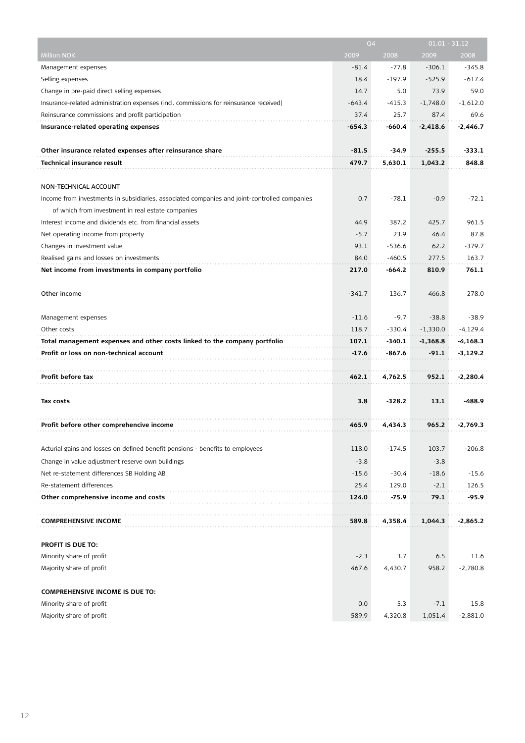| Million NOK | Q4 2009 | Q4 2008 | 01.01 - 31.12 2009 | 01.01 - 31.12 2008 |
|---|---|---|---|---|
| Management expenses | -81.4 | -77.8 | -306.1 | -345.8 |
| Selling expenses | 18.4 | -197.9 | -525.9 | -617.4 |
| Change in pre-paid direct selling expenses | 14.7 | 5.0 | 73.9 | 59.0 |
| Insurance-related administration expenses (incl. commissions for reinsurance received) | -643.4 | -415.3 | -1,748.0 | -1,612.0 |
| Reinsurance commissions and profit participation | 37.4 | 25.7 | 87.4 | 69.6 |
| **Insurance-related operating expenses** | **-654.3** | **-660.4** | **-2,418.6** | **-2,446.7** |
| | | | | |
| **Other insurance related expenses after reinsurance share** | **-81.5** | **-34.9** | **-255.5** | **-333.1** |
| **Technical insurance result** | **479.7** | **5,630.1** | **1,043.2** | **848.8** |
| | | | | |
| NON-TECHNICAL ACCOUNT | | | | |
| Income from investments in subsidiaries, associated companies and joint-controlled companies | 0.7 | -78.1 | -0.9 | -72.1 |
| of which from investment in real estate companies | | | | |
| Interest income and dividends etc. from financial assets | 44.9 | 387.2 | 425.7 | 961.5 |
| Net operating income from property | -5.7 | 23.9 | 46.4 | 87.8 |
| Changes in investment value | 93.1 | -536.6 | 62.2 | -379.7 |
| Realised gains and losses on investments | 84.0 | -460.5 | 277.5 | 163.7 |
| **Net income from investments in company portfolio** | **217.0** | **-664.2** | **810.9** | **761.1** |
| | | | | |
| Other income | -341.7 | 136.7 | 466.8 | 278.0 |
| | | | | |
| Management expenses | -11.6 | -9.7 | -38.8 | -38.9 |
| Other costs | 118.7 | -330.4 | -1,330.0 | -4,129.4 |
| **Total management expenses and other costs linked to the company portfolio** | **107.1** | **-340.1** | **-1,368.8** | **-4,168.3** |
| **Profit or loss on non-technical account** | **-17.6** | **-867.6** | **-91.1** | **-3,129.2** |
| | | | | |
| **Profit before tax** | **462.1** | **4,762.5** | **952.1** | **-2,280.4** |
| | | | | |
| **Tax costs** | **3.8** | **-328.2** | **13.1** | **-488.9** |
| | | | | |
| **Profit before other comprehensive income** | **465.9** | **4,434.3** | **965.2** | **-2,769.3** |
| | | | | |
| Acturial gains and losses on defined benefit pensions - benefits to employees | 118.0 | -174.5 | 103.7 | -206.8 |
| Change in value adjustment reserve own buildings | -3.8 | | -3.8 | |
| Net re-statement differences SB Holding AB | -15.6 | -30.4 | -18.6 | -15.6 |
| Re-statement differences | 25.4 | 129.0 | -2.1 | 126.5 |
| **Other comprehensive income and costs** | **124.0** | **-75.9** | **79.1** | **-95.9** |
| | | | | |
| **COMPREHENSIVE INCOME** | **589.8** | **4,358.4** | **1,044.3** | **-2,865.2** |
| | | | | |
| **PROFIT IS DUE TO:** | | | | |
| Minority share of profit | -2.3 | 3.7 | 6.5 | 11.6 |
| Majority share of profit | 467.6 | 4,430.7 | 958.2 | -2,780.8 |
| | | | | |
| **COMPREHENSIVE INCOME IS DUE TO:** | | | | |
| Minority share of profit | 0.0 | 5.3 | -7.1 | 15.8 |
| Majority share of profit | 589.9 | 4,320.8 | 1,051.4 | -2,881.0 |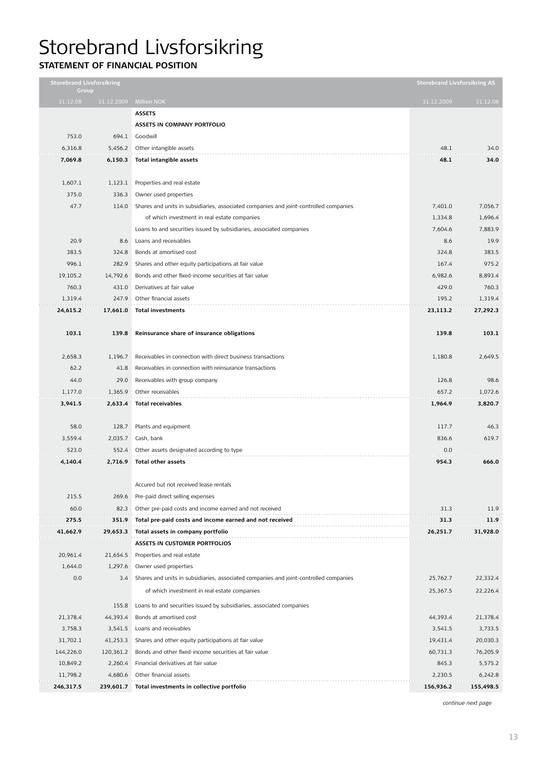# Storebrand Livsforsikring

## STATEMENT OF FINANCIAL POSITION

| Storebrand Livsforsikring Group | | | Storebrand Livsforsikring AS | |
|---|---|---|---|---|
| 31.12.08 | 31.12.2009 | Million NOK | 31.12.2009 | 31.12.08 |
| | | **ASSETS** | | |
| | | **ASSETS IN COMPANY PORTFOLIO** | | |
| 753.0 | 694.1 | Goodwill | | |
| 6,316.8 | 5,456.2 | Other intangible assets | 48.1 | 34.0 |
| **7,069.8** | **6,150.3** | **Total intangible assets** | **48.1** | **34.0** |
| | | | | |
| 1,607.1 | 1,123.1 | Properties and real estate | | |
| 375.0 | 336.3 | Owner used properties | | |
| 47.7 | 114.0 | Shares and units in subsidiaries, associated companies and joint-controlled companies | 7,401.0 | 7,056.7 |
| | | of which investment in real estate companies | 1,334.8 | 1,696.4 |
| | | Loans to and securities issued by subsidiaries, associated companies | 7,604.6 | 7,883.9 |
| 20.9 | 8.6 | Loans and receivables | 8.6 | 19.9 |
| 383.5 | 324.8 | Bonds at amortised cost | 324.8 | 383.5 |
| 996.1 | 282.9 | Shares and other equity participations at fair value | 167.4 | 975.2 |
| 19,105.2 | 14,792.6 | Bonds and other fixed-income securities at fair value | 6,982.6 | 8,893.4 |
| 760.3 | 431.0 | Derivatives at fair value | 429.0 | 760.3 |
| 1,319.4 | 247.9 | Other financial assets | 195.2 | 1,319.4 |
| **24,615.2** | **17,661.0** | **Total investments** | **23,113.2** | **27,292.3** |
| | | | | |
| **103.1** | **139.8** | **Reinsurance share of insurance obligations** | **139.8** | **103.1** |
| | | | | |
| 2,658.3 | 1,196.7 | Receivables in connection with direct business transactions | 1,180.8 | 2,649.5 |
| 62.2 | 41.8 | Receivables in connection with reinsurance transactions | | |
| 44.0 | 29.0 | Receivables with group company | 126.8 | 98.6 |
| 1,177.0 | 1,365.9 | Other receivables | 657.2 | 1,072.6 |
| **3,941.5** | **2,633.4** | **Total receivables** | **1,964.9** | **3,820.7** |
| | | | | |
| 58.0 | 128.7 | Plants and equipment | 117.7 | 46.3 |
| 3,559.4 | 2,035.7 | Cash, bank | 836.6 | 619.7 |
| 523.0 | 552.4 | Other assets designated according to type | 0.0 | |
| **4,140.4** | **2,716.9** | **Total other assets** | **954.3** | **666.0** |
| | | | | |
| | | Accured but not received lease rentals | | |
| 215.5 | 269.6 | Pre-paid direct selling expenses | | |
| 60.0 | 82.3 | Other pre-paid costs and income earned and not received | 31.3 | 11.9 |
| **275.5** | **351.9** | **Total pre-paid costs and income earned and not received** | **31.3** | **11.9** |
| **41,662.9** | **29,653.3** | **Total assets in company portfolio** | **26,251.7** | **31,928.0** |
| | | **ASSETS IN CUSTOMER PORTFOLIOS** | | |
| 20,961.4 | 21,654.5 | Properties and real estate | | |
| 1,644.0 | 1,297.6 | Owner used properties | | |
| 0.0 | 3.4 | Shares and units in subsidiaries, associated companies and joint-controlled companies | 25,762.7 | 22,332.4 |
| | | of which investment in real estate companies | 25,367.5 | 22,226.4 |
| | 155.8 | Loans to and securities issued by subsidiaries, associated companies | | |
| 21,378.4 | 44,393.4 | Bonds at amortised cost | 44,393.4 | 21,378.4 |
| 3,758.3 | 3,541.5 | Loans and receivables | 3,541.5 | 3,733.5 |
| 31,702.1 | 41,253.3 | Shares and other equity participations at fair value | 19,431.4 | 20,030.3 |
| 144,226.0 | 120,361.2 | Bonds and other fixed-income securities at fair value | 60,731.3 | 76,205.9 |
| 10,849.2 | 2,260.4 | Financial derivatives at fair value | 845.3 | 5,575.2 |
| 11,798.2 | 4,680.6 | Other financial assets | 2,230.5 | 6,242.8 |
| **246,317.5** | **239,601.7** | **Total investments in collective portfolio** | **156,936.2** | **155,498.5** |

*continue next page*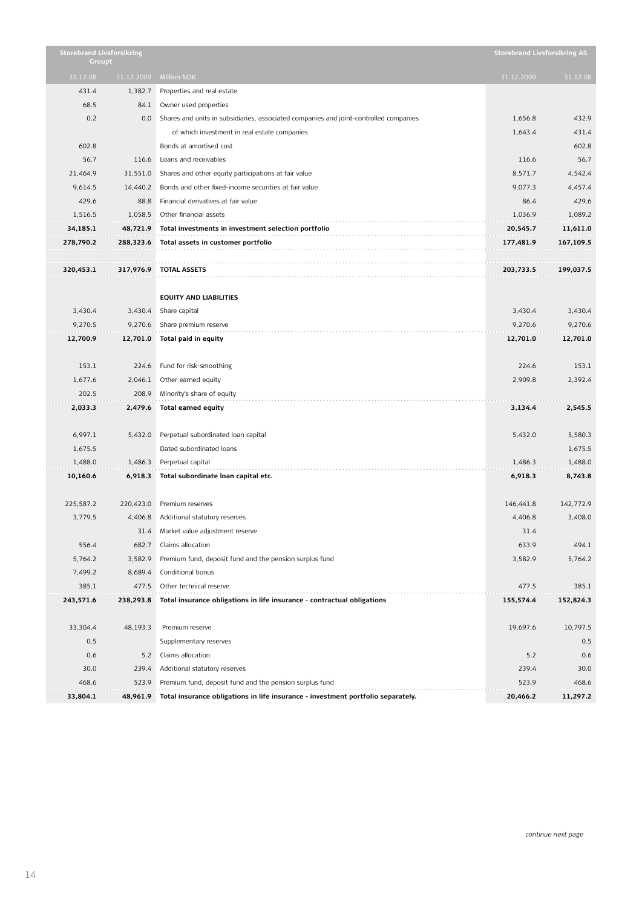| Storebrand Livsforsikring Groupt | | | Storebrand Livsforsikring AS | |
|---|---|---|---|---|
| 31.12.08 | 31.12.2009 | Million NOK | 31.12.2009 | 31.12.08 |
| 431.4 | 1,382.7 | Properties and real estate | | |
| 68.5 | 84.1 | Owner used properties | | |
| 0.2 | 0.0 | Shares and units in subsidiaries, associated companies and joint-controlled companies | 1,656.8 | 432.9 |
| | | of which investment in real estate companies | 1,643.4 | 431.4 |
| 602.8 | | Bonds at amortised cost | | 602.8 |
| 56.7 | 116.6 | Loans and receivables | 116.6 | 56.7 |
| 21,464.9 | 31,551.0 | Shares and other equity participations at fair value | 8,571.7 | 4,542.4 |
| 9,614.5 | 14,440.2 | Bonds and other fixed-income securities at fair value | 9,077.3 | 4,457.4 |
| 429.6 | 88.8 | Financial derivatives at fair value | 86.4 | 429.6 |
| 1,516.5 | 1,058.5 | Other financial assets | 1,036.9 | 1,089.2 |
| **34,185.1** | **48,721.9** | **Total investments in investment selection portfolio** | **20,545.7** | **11,611.0** |
| **278,790.2** | **288,323.6** | **Total assets in customer portfolio** | **177,481.9** | **167,109.5** |
| | | | | |
| **320,453.1** | **317,976.9** | **TOTAL ASSETS** | **203,733.5** | **199,037.5** |
| | | | | |
| | | **EQUITY AND LIABILITIES** | | |
| 3,430.4 | 3,430.4 | Share capital | 3,430.4 | 3,430.4 |
| 9,270.5 | 9,270.6 | Share premium reserve | 9,270.6 | 9,270.6 |
| **12,700.9** | **12,701.0** | **Total paid in equity** | **12,701.0** | **12,701.0** |
| | | | | |
| 153.1 | 224.6 | Fund for risk-smoothing | 224.6 | 153.1 |
| 1,677.6 | 2,046.1 | Other earned equity | 2,909.8 | 2,392.4 |
| 202.5 | 208.9 | Minority's share of equity | | |
| **2,033.3** | **2,479.6** | **Total earned equity** | **3,134.4** | **2,545.5** |
| | | | | |
| 6,997.1 | 5,432.0 | Perpetual subordinated loan capital | 5,432.0 | 5,580.3 |
| 1,675.5 | | Dated subordinated loans | | 1,675.5 |
| 1,488.0 | 1,486.3 | Perpetual capital | 1,486.3 | 1,488.0 |
| **10,160.6** | **6,918.3** | **Total subordinate loan capital etc.** | **6,918.3** | **8,743.8** |
| | | | | |
| 225,587.2 | 220,423.0 | Premium reserves | 146,441.8 | 142,772.9 |
| 3,779.5 | 4,406.8 | Additional statutory reserves | 4,406.8 | 3,408.0 |
| | 31.4 | Market value adjustment reserve | 31.4 | |
| 556.4 | 682.7 | Claims allocation | 633.9 | 494.1 |
| 5,764.2 | 3,582.9 | Premium fund, deposit fund and the pension surplus fund | 3,582.9 | 5,764.2 |
| 7,499.2 | 8,689.4 | Conditional bonus | | |
| 385.1 | 477.5 | Other technical reserve | 477.5 | 385.1 |
| **243,571.6** | **238,293.8** | **Total insurance obligations in life insurance - contractual obligations** | **155,574.4** | **152,824.3** |
| | | | | |
| 33,304.4 | 48,193.3 | Premium reserve | 19,697.6 | 10,797.5 |
| 0.5 | | Supplementary reserves | | 0.5 |
| 0.6 | 5.2 | Claims allocation | 5.2 | 0.6 |
| 30.0 | 239.4 | Additional statutory reserves | 239.4 | 30.0 |
| 468.6 | 523.9 | Premium fund, deposit fund and the pension surplus fund | 523.9 | 468.6 |
| **33,804.1** | **48,961.9** | **Total insurance obligations in life insurance - investment portfolio separately.** | **20,466.2** | **11,297.2** |

*continue next page*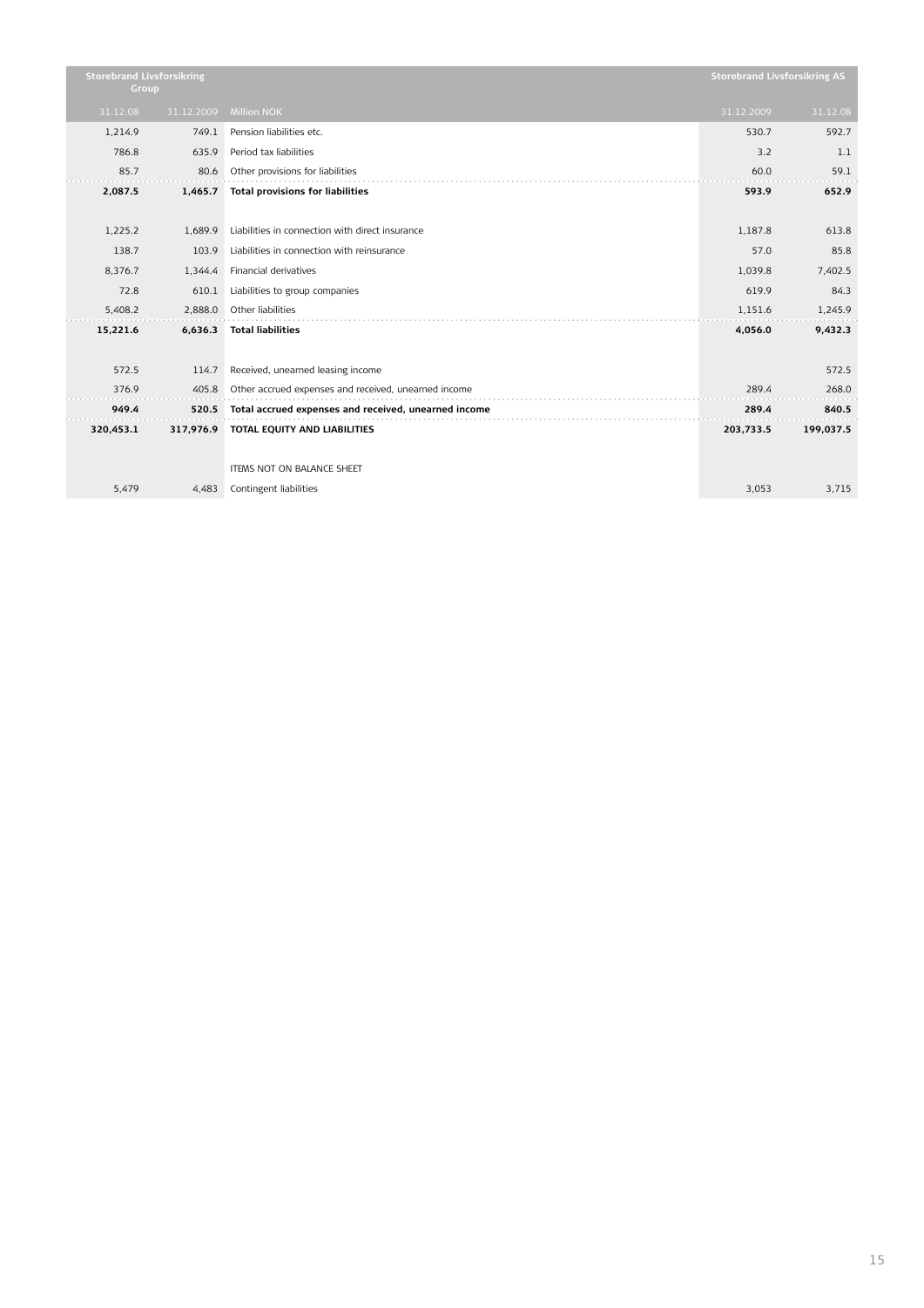| Storebrand Livsforsikring Group | | | Storebrand Livsforsikring AS | |
|---|---|---|---|---|
| 31.12.08 | 31.12.2009 | Million NOK | 31.12.2009 | 31.12.08 |
| 1,214.9 | 749.1 | Pension liabilities etc. | 530.7 | 592.7 |
| 786.8 | 635.9 | Period tax liabilities | 3.2 | 1.1 |
| 85.7 | 80.6 | Other provisions for liabilities | 60.0 | 59.1 |
| **2,087.5** | **1,465.7** | **Total provisions for liabilities** | **593.9** | **652.9** |
| | | | | |
| 1,225.2 | 1,689.9 | Liabilities in connection with direct insurance | 1,187.8 | 613.8 |
| 138.7 | 103.9 | Liabilities in connection with reinsurance | 57.0 | 85.8 |
| 8,376.7 | 1,344.4 | Financial derivatives | 1,039.8 | 7,402.5 |
| 72.8 | 610.1 | Liabilities to group companies | 619.9 | 84.3 |
| 5,408.2 | 2,888.0 | Other liabilities | 1,151.6 | 1,245.9 |
| **15,221.6** | **6,636.3** | **Total liabilities** | **4,056.0** | **9,432.3** |
| | | | | |
| 572.5 | 114.7 | Received, unearned leasing income | | 572.5 |
| 376.9 | 405.8 | Other accrued expenses and received, unearned income | 289.4 | 268.0 |
| **949.4** | **520.5** | **Total accrued expenses and received, unearned income** | **289.4** | **840.5** |
| **320,453.1** | **317,976.9** | **TOTAL EQUITY AND LIABILITIES** | **203,733.5** | **199,037.5** |
| | | | | |
| | | ITEMS NOT ON BALANCE SHEET | | |
| 5,479 | 4,483 | Contingent liabilities | 3,053 | 3,715 |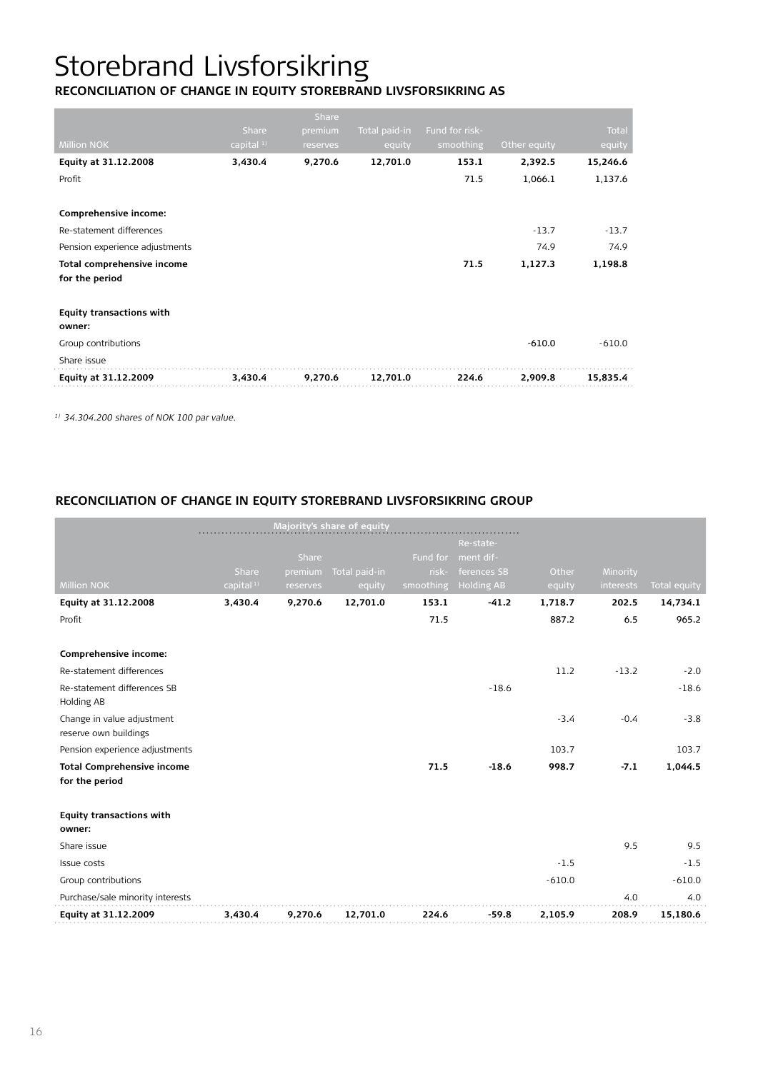# Storebrand Livsforsikring

## RECONCILIATION OF CHANGE IN EQUITY STOREBRAND LIVSFORSIKRING AS

| Million NOK | Share capital [1] | Share premium reserves | Total paid-in equity | Fund for risk-smoothing | Other equity | Total equity |
|---|---|---|---|---|---|---|
| **Equity at 31.12.2008** | **3,430.4** | **9,270.6** | **12,701.0** | **153.1** | **2,392.5** | **15,246.6** |
| Profit | | | | 71.5 | 1,066.1 | 1,137.6 |
| | | | | | | |
| **Comprehensive income:** | | | | | | |
| Re-statement differences | | | | | -13.7 | -13.7 |
| Pension experience adjustments | | | | | 74.9 | 74.9 |
| **Total comprehensive income for the period** | | | | **71.5** | **1,127.3** | **1,198.8** |
| | | | | | | |
| **Equity transactions with owner:** | | | | | | |
| Group contributions | | | | | -610.0 | -610.0 |
| Share issue | | | | | | |
| **Equity at 31.12.2009** | **3,430.4** | **9,270.6** | **12,701.0** | **224.6** | **2,909.8** | **15,835.4** |

*[1] 34.304.200 shares of NOK 100 par value.*

## RECONCILIATION OF CHANGE IN EQUITY STOREBRAND LIVSFORSIKRING GROUP

| | Majority's share of equity | | | | | | | |
|---|---|---|---|---|---|---|---|---|
| Million NOK | Share capital [1] | Share premium reserves | Total paid-in equity | Fund for risk-smoothing | Re-statement differences SB Holding AB | Other equity | Minority interests | Total equity |
| **Equity at 31.12.2008** | **3,430.4** | **9,270.6** | **12,701.0** | **153.1** | **-41.2** | **1,718.7** | **202.5** | **14,734.1** |
| Profit | | | | 71.5 | | 887.2 | 6.5 | 965.2 |
| | | | | | | | | |
| **Comprehensive income:** | | | | | | | | |
| Re-statement differences | | | | | | 11.2 | -13.2 | -2.0 |
| Re-statement differences SB Holding AB | | | | | -18.6 | | | -18.6 |
| Change in value adjustment reserve own buildings | | | | | | -3.4 | -0.4 | -3.8 |
| Pension experience adjustments | | | | | | 103.7 | | 103.7 |
| **Total Comprehensive income for the period** | | | | **71.5** | **-18.6** | **998.7** | **-7.1** | **1,044.5** |
| | | | | | | | | |
| **Equity transactions with owner:** | | | | | | | | |
| Share issue | | | | | | | 9.5 | 9.5 |
| Issue costs | | | | | | -1.5 | | -1.5 |
| Group contributions | | | | | | -610.0 | | -610.0 |
| Purchase/sale minority interests | | | | | | | 4.0 | 4.0 |
| **Equity at 31.12.2009** | **3,430.4** | **9,270.6** | **12,701.0** | **224.6** | **-59.8** | **2,105.9** | **208.9** | **15,180.6** |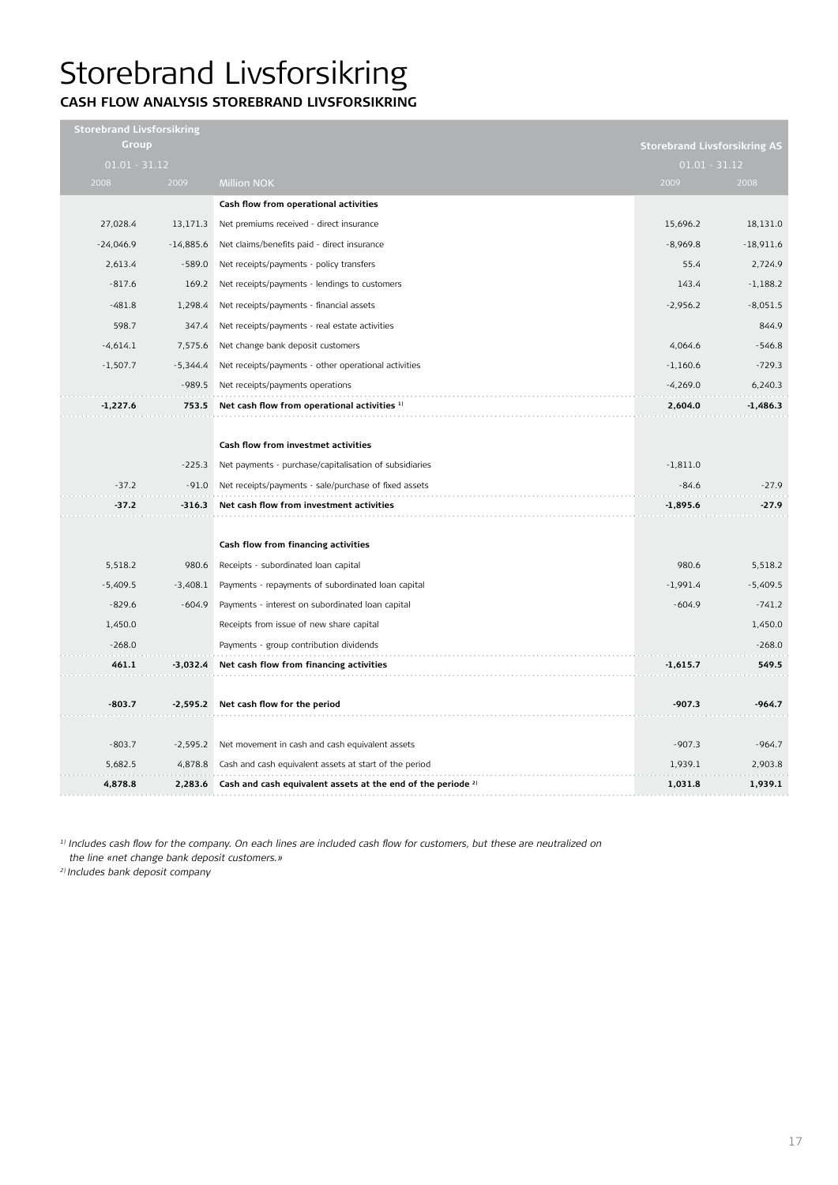# Storebrand Livsforsikring

## CASH FLOW ANALYSIS STOREBRAND LIVSFORSIKRING

| Storebrand Livsforsikring Group | | | Storebrand Livsforsikring AS | |
|---|---|---|---|---|
| 01.01 - 31.12 | | | 01.01 - 31.12 | |
| 2008 | 2009 | Million NOK | 2009 | 2008 |
| | | **Cash flow from operational activities** | | |
| 27,028.4 | 13,171.3 | Net premiums received - direct insurance | 15,696.2 | 18,131.0 |
| -24,046.9 | -14,885.6 | Net claims/benefits paid - direct insurance | -8,969.8 | -18,911.6 |
| 2,613.4 | -589.0 | Net receipts/payments - policy transfers | 55.4 | 2,724.9 |
| -817.6 | 169.2 | Net receipts/payments - lendings to customers | 143.4 | -1,188.2 |
| -481.8 | 1,298.4 | Net receipts/payments - financial assets | -2,956.2 | -8,051.5 |
| 598.7 | 347.4 | Net receipts/payments - real estate activities | | 844.9 |
| -4,614.1 | 7,575.6 | Net change bank deposit customers | 4,064.6 | -546.8 |
| -1,507.7 | -5,344.4 | Net receipts/payments - other operational activities | -1,160.6 | -729.3 |
| | -989.5 | Net receipts/payments operations | -4,269.0 | 6,240.3 |
| **-1,227.6** | **753.5** | **Net cash flow from operational activities [1]** | **2,604.0** | **-1,486.3** |
| | | | | |
| | | **Cash flow from investmet activities** | | |
| | -225.3 | Net payments - purchase/capitalisation of subsidiaries | -1,811.0 | |
| -37.2 | -91.0 | Net receipts/payments - sale/purchase of fixed assets | -84.6 | -27.9 |
| **-37.2** | **-316.3** | **Net cash flow from investment activities** | **-1,895.6** | **-27.9** |
| | | | | |
| | | **Cash flow from financing activities** | | |
| 5,518.2 | 980.6 | Receipts - subordinated loan capital | 980.6 | 5,518.2 |
| -5,409.5 | -3,408.1 | Payments - repayments of subordinated loan capital | -1,991.4 | -5,409.5 |
| -829.6 | -604.9 | Payments - interest on subordinated loan capital | -604.9 | -741.2 |
| 1,450.0 | | Receipts from issue of new share capital | | 1,450.0 |
| -268.0 | | Payments - group contribution dividends | | -268.0 |
| **461.1** | **-3,032.4** | **Net cash flow from financing activities** | **-1,615.7** | **549.5** |
| | | | | |
| **-803.7** | **-2,595.2** | **Net cash flow for the period** | **-907.3** | **-964.7** |
| | | | | |
| -803.7 | -2,595.2 | Net movement in cash and cash equivalent assets | -907.3 | -964.7 |
| 5,682.5 | 4,878.8 | Cash and cash equivalent assets at start of the period | 1,939.1 | 2,903.8 |
| **4,878.8** | **2,283.6** | **Cash and cash equivalent assets at the end of the periode [2]** | **1,031.8** | **1,939.1** |

*[1] Includes cash flow for the company. On each lines are included cash flow for customers, but these are neutralized on the line «net change bank deposit customers.»*

*[2] Includes bank deposit company*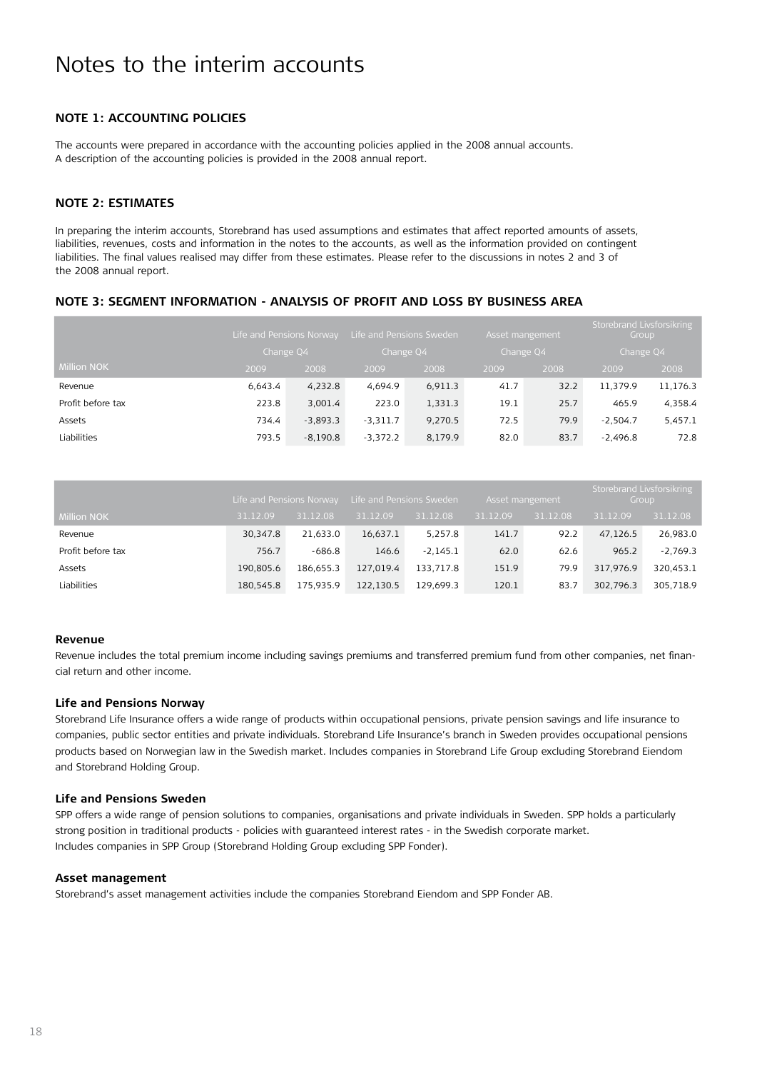# Notes to the interim accounts

### NOTE 1: ACCOUNTING POLICIES

The accounts were prepared in accordance with the accounting policies applied in the 2008 annual accounts. A description of the accounting policies is provided in the 2008 annual report.

### NOTE 2: ESTIMATES

In preparing the interim accounts, Storebrand has used assumptions and estimates that affect reported amounts of assets, liabilities, revenues, costs and information in the notes to the accounts, as well as the information provided on contingent liabilities. The final values realised may differ from these estimates. Please refer to the discussions in notes 2 and 3 of the 2008 annual report.

### NOTE 3: SEGMENT INFORMATION - ANALYSIS OF PROFIT AND LOSS BY BUSINESS AREA

| | Life and Pensions Norway | | Life and Pensions Sweden | | Asset mangement | | Storebrand Livsforsikring Group | |
|---|---|---|---|---|---|---|---|---|
| | Change Q4 | | Change Q4 | | Change Q4 | | Change Q4 | |
| Million NOK | 2009 | 2008 | 2009 | 2008 | 2009 | 2008 | 2009 | 2008 |
| Revenue | 6,643.4 | 4,232.8 | 4,694.9 | 6,911.3 | 41.7 | 32.2 | 11,379.9 | 11,176.3 |
| Profit before tax | 223.8 | 3,001.4 | 223.0 | 1,331.3 | 19.1 | 25.7 | 465.9 | 4,358.4 |
| Assets | 734.4 | -3,893.3 | -3,311.7 | 9,270.5 | 72.5 | 79.9 | -2,504.7 | 5,457.1 |
| Liabilities | 793.5 | -8,190.8 | -3,372.2 | 8,179.9 | 82.0 | 83.7 | -2,496.8 | 72.8 |

| | Life and Pensions Norway | | Life and Pensions Sweden | | Asset mangement | | Storebrand Livsforsikring Group | |
|---|---|---|---|---|---|---|---|---|
| Million NOK | 31.12.09 | 31.12.08 | 31.12.09 | 31.12.08 | 31.12.09 | 31.12.08 | 31.12.09 | 31.12.08 |
| Revenue | 30,347.8 | 21,633.0 | 16,637.1 | 5,257.8 | 141.7 | 92.2 | 47,126.5 | 26,983.0 |
| Profit before tax | 756.7 | -686.8 | 146.6 | -2,145.1 | 62.0 | 62.6 | 965.2 | -2,769.3 |
| Assets | 190,805.6 | 186,655.3 | 127,019.4 | 133,717.8 | 151.9 | 79.9 | 317,976.9 | 320,453.1 |
| Liabilities | 180,545.8 | 175,935.9 | 122,130.5 | 129,699.3 | 120.1 | 83.7 | 302,796.3 | 305,718.9 |

#### Revenue

Revenue includes the total premium income including savings premiums and transferred premium fund from other companies, net financial return and other income.

#### Life and Pensions Norway

Storebrand Life Insurance offers a wide range of products within occupational pensions, private pension savings and life insurance to companies, public sector entities and private individuals. Storebrand Life Insurance's branch in Sweden provides occupational pensions products based on Norwegian law in the Swedish market. Includes companies in Storebrand Life Group excluding Storebrand Eiendom and Storebrand Holding Group.

#### Life and Pensions Sweden

SPP offers a wide range of pension solutions to companies, organisations and private individuals in Sweden. SPP holds a particularly strong position in traditional products - policies with guaranteed interest rates - in the Swedish corporate market. Includes companies in SPP Group (Storebrand Holding Group excluding SPP Fonder).

#### Asset management

Storebrand's asset management activities include the companies Storebrand Eiendom and SPP Fonder AB.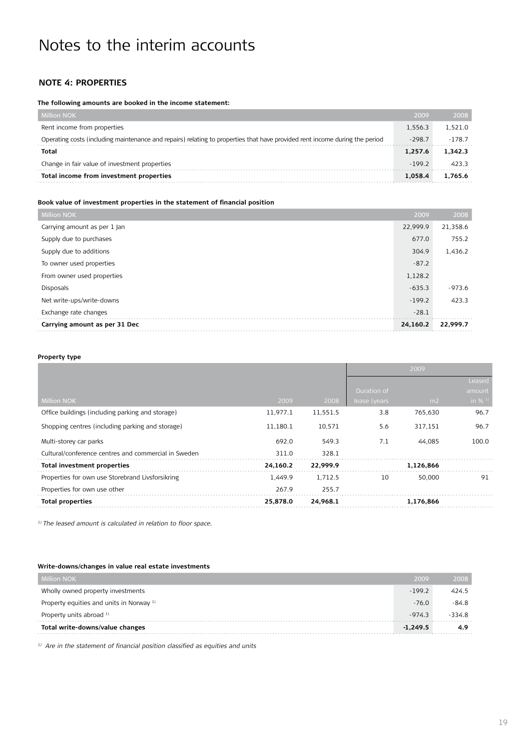# Notes to the interim accounts

## NOTE 4: PROPERTIES

**The following amounts are booked in the income statement:**

| Million NOK | 2009 | 2008 |
|---|---|---|
| Rent income from properties | 1,556.3 | 1,521.0 |
| Operating costs (including maintenance and repairs) relating to properties that have provided rent income during the period | -298.7 | -178.7 |
| **Total** | **1,257.6** | **1,342.3** |
| Change in fair value of investment properties | -199.2 | 423.3 |
| **Total income from investment properties** | **1,058.4** | **1,765.6** |

**Book value of investment properties in the statement of financial position**

| Million NOK | 2009 | 2008 |
|---|---|---|
| Carrying amount as per 1 Jan | 22,999.9 | 21,358.6 |
| Supply due to purchases | 677.0 | 755.2 |
| Supply due to additions | 304.9 | 1,436.2 |
| To owner used properties | -87.2 | |
| From owner used properties | 1,128.2 | |
| Disposals | -635.3 | -973.6 |
| Net write-ups/write-downs | -199.2 | 423.3 |
| Exchange rate changes | -28.1 | |
| **Carrying amount as per 31 Dec** | **24,160.2** | **22,999.7** |

**Property type**

| | | | 2009 | | |
|---|---|---|---|---|---|
| Million NOK | 2009 | 2008 | Duration of lease (years | m2 | Leased amount in % [1] |
| Office buildings (including parking and storage) | 11,977.1 | 11,551.5 | 3.8 | 765,630 | 96.7 |
| Shopping centres (including parking and storage) | 11,180.1 | 10,571 | 5.6 | 317,151 | 96.7 |
| Multi-storey car parks | 692.0 | 549.3 | 7.1 | 44,085 | 100.0 |
| Cultural/conference centres and commercial in Sweden | 311.0 | 328.1 | | | |
| **Total investment properties** | **24,160.2** | **22,999.9** | | **1,126,866** | |
| Properties for own use Storebrand Livsforsikring | 1,449.9 | 1,712.5 | 10 | 50,000 | 91 |
| Properties for own use other | 267.9 | 255.7 | | | |
| **Total properties** | **25,878.0** | **24,968.1** | | **1,176,866** | |

*[1] The leased amount is calculated in relation to floor space.*

**Write-downs/changes in value real estate investments**

| Million NOK | 2009 | 2008 |
|---|---|---|
| Wholly owned property investments | -199.2 | 424.5 |
| Property equities and units in Norway [1] | -76.0 | -84.8 |
| Property units abroad [1] | -974.3 | -334.8 |
| **Total write-downs/value changes** | **-1,249.5** | **4.9** |

*[1] Are in the statement of financial position classified as equities and units*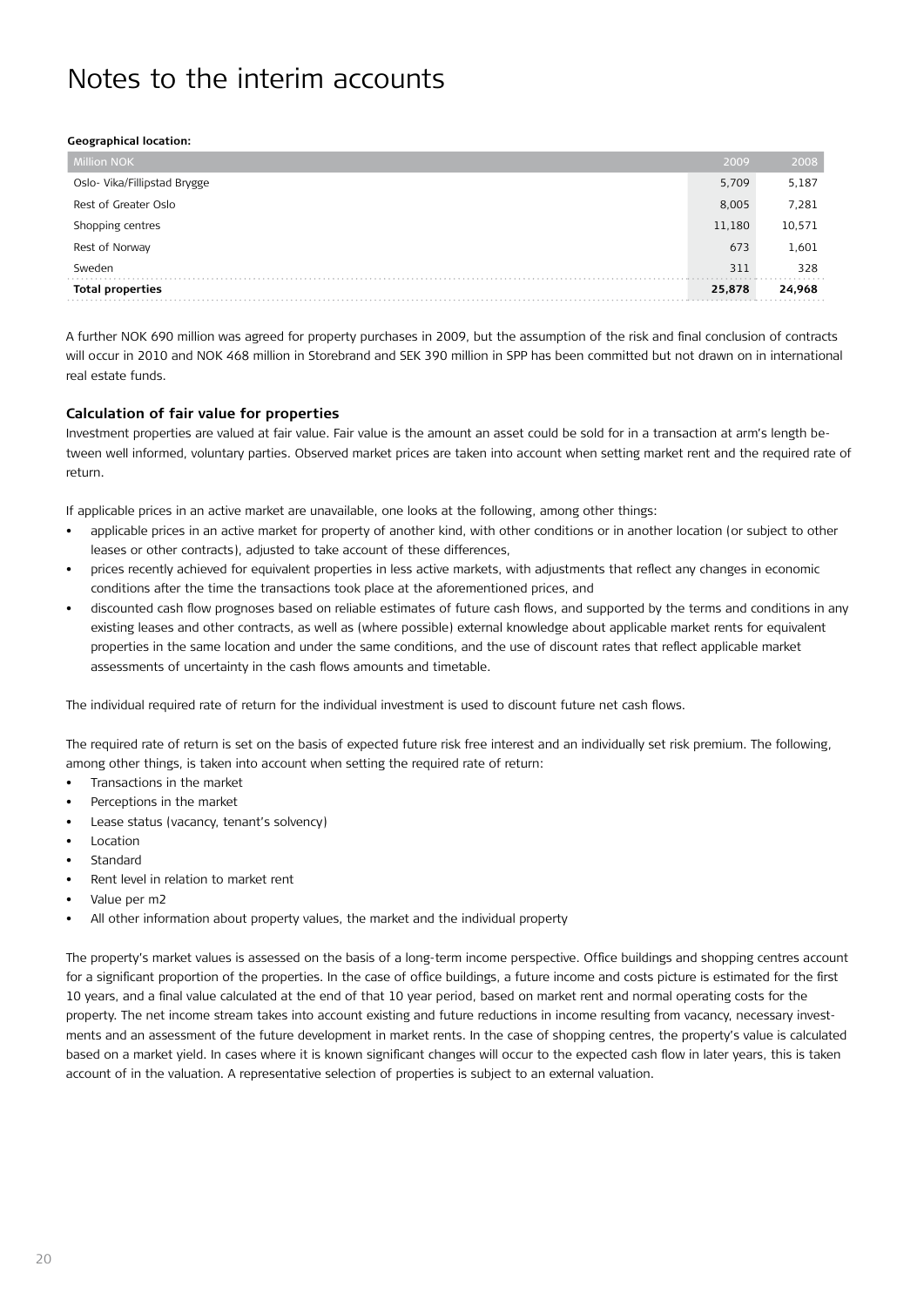# Notes to the interim accounts

**Geographical location:**

| Million NOK | 2009 | 2008 |
|---|---|---|
| Oslo- Vika/Fillipstad Brygge | 5,709 | 5,187 |
| Rest of Greater Oslo | 8,005 | 7,281 |
| Shopping centres | 11,180 | 10,571 |
| Rest of Norway | 673 | 1,601 |
| Sweden | 311 | 328 |
| **Total properties** | **25,878** | **24,968** |

A further NOK 690 million was agreed for property purchases in 2009, but the assumption of the risk and final conclusion of contracts will occur in 2010 and NOK 468 million in Storebrand and SEK 390 million in SPP has been committed but not drawn on in international real estate funds.

### Calculation of fair value for properties

Investment properties are valued at fair value. Fair value is the amount an asset could be sold for in a transaction at arm's length between well informed, voluntary parties. Observed market prices are taken into account when setting market rent and the required rate of return.

If applicable prices in an active market are unavailable, one looks at the following, among other things:

- applicable prices in an active market for property of another kind, with other conditions or in another location (or subject to other leases or other contracts), adjusted to take account of these differences,
- prices recently achieved for equivalent properties in less active markets, with adjustments that reflect any changes in economic conditions after the time the transactions took place at the aforementioned prices, and
- discounted cash flow prognoses based on reliable estimates of future cash flows, and supported by the terms and conditions in any existing leases and other contracts, as well as (where possible) external knowledge about applicable market rents for equivalent properties in the same location and under the same conditions, and the use of discount rates that reflect applicable market assessments of uncertainty in the cash flows amounts and timetable.

The individual required rate of return for the individual investment is used to discount future net cash flows.

The required rate of return is set on the basis of expected future risk free interest and an individually set risk premium. The following, among other things, is taken into account when setting the required rate of return:

- Transactions in the market
- Perceptions in the market
- Lease status (vacancy, tenant's solvency)
- Location
- Standard
- Rent level in relation to market rent
- Value per m2
- All other information about property values, the market and the individual property

The property's market values is assessed on the basis of a long-term income perspective. Office buildings and shopping centres account for a significant proportion of the properties. In the case of office buildings, a future income and costs picture is estimated for the first 10 years, and a final value calculated at the end of that 10 year period, based on market rent and normal operating costs for the property. The net income stream takes into account existing and future reductions in income resulting from vacancy, necessary investments and an assessment of the future development in market rents. In the case of shopping centres, the property's value is calculated based on a market yield. In cases where it is known significant changes will occur to the expected cash flow in later years, this is taken account of in the valuation. A representative selection of properties is subject to an external valuation.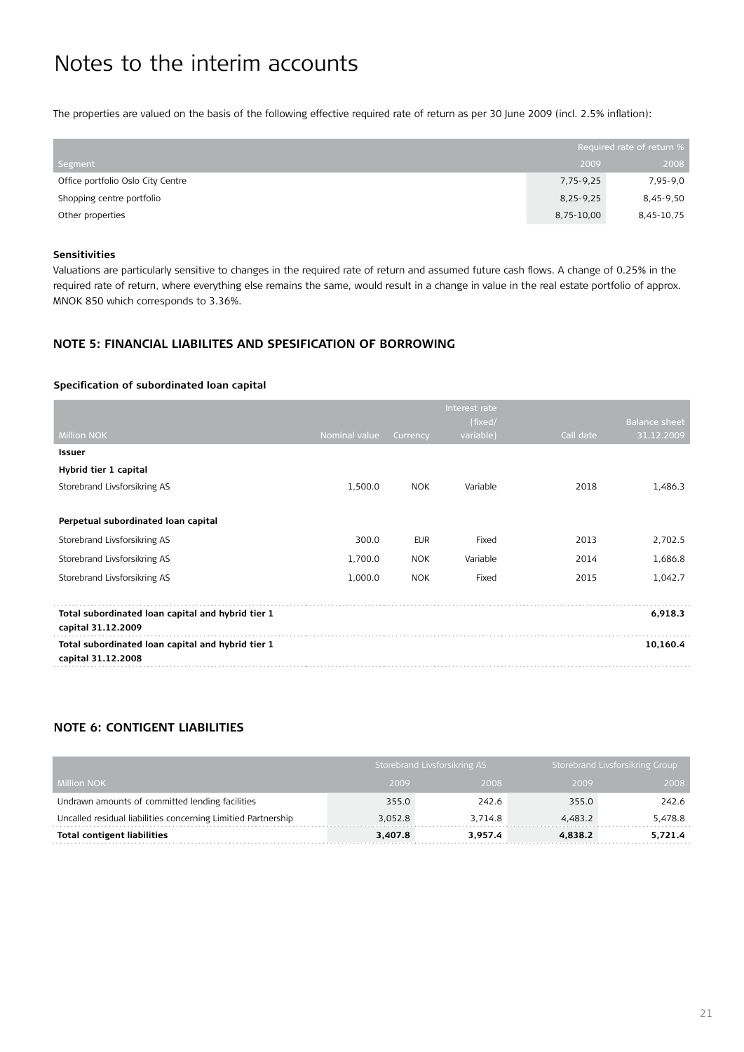# Notes to the interim accounts

The properties are valued on the basis of the following effective required rate of return as per 30 June 2009 (incl. 2.5% inflation):

| | Required rate of return % | |
|---|---|---|
| Segment | 2009 | 2008 |
| Office portfolio Oslo City Centre | 7,75-9,25 | 7,95-9,0 |
| Shopping centre portfolio | 8,25-9,25 | 8,45-9,50 |
| Other properties | 8,75-10,00 | 8,45-10,75 |

**Sensitivities**

Valuations are particularly sensitive to changes in the required rate of return and assumed future cash flows. A change of 0.25% in the required rate of return, where everything else remains the same, would result in a change in value in the real estate portfolio of approx. MNOK 850 which corresponds to 3.36%.

## NOTE 5: FINANCIAL LIABILITES AND SPESIFICATION OF BORROWING

**Specification of subordinated loan capital**

| Million NOK | Nominal value | Currency | Interest rate (fixed/ variable) | Call date | Balance sheet 31.12.2009 |
|---|---|---|---|---|---|
| **Issuer** | | | | | |
| **Hybrid tier 1 capital** | | | | | |
| Storebrand Livsforsikring AS | 1,500.0 | NOK | Variable | 2018 | 1,486.3 |
| **Perpetual subordinated loan capital** | | | | | |
| Storebrand Livsforsikring AS | 300.0 | EUR | Fixed | 2013 | 2,702.5 |
| Storebrand Livsforsikring AS | 1,700.0 | NOK | Variable | 2014 | 1,686.8 |
| Storebrand Livsforsikring AS | 1,000.0 | NOK | Fixed | 2015 | 1,042.7 |
| **Total subordinated loan capital and hybrid tier 1 capital 31.12.2009** | | | | | **6,918.3** |
| **Total subordinated loan capital and hybrid tier 1 capital 31.12.2008** | | | | | **10,160.4** |

## NOTE 6: CONTIGENT LIABILITIES

| | Storebrand Livsforsikring AS | | Storebrand Livsforsikring Group | |
|---|---|---|---|---|
| Million NOK | 2009 | 2008 | 2009 | 2008 |
| Undrawn amounts of committed lending facilities | 355.0 | 242.6 | 355.0 | 242.6 |
| Uncalled residual liabilities concerning Limitied Partnership | 3,052.8 | 3,714.8 | 4,483.2 | 5,478.8 |
| **Total contigent liabilities** | **3,407.8** | **3,957.4** | **4,838.2** | **5,721.4** |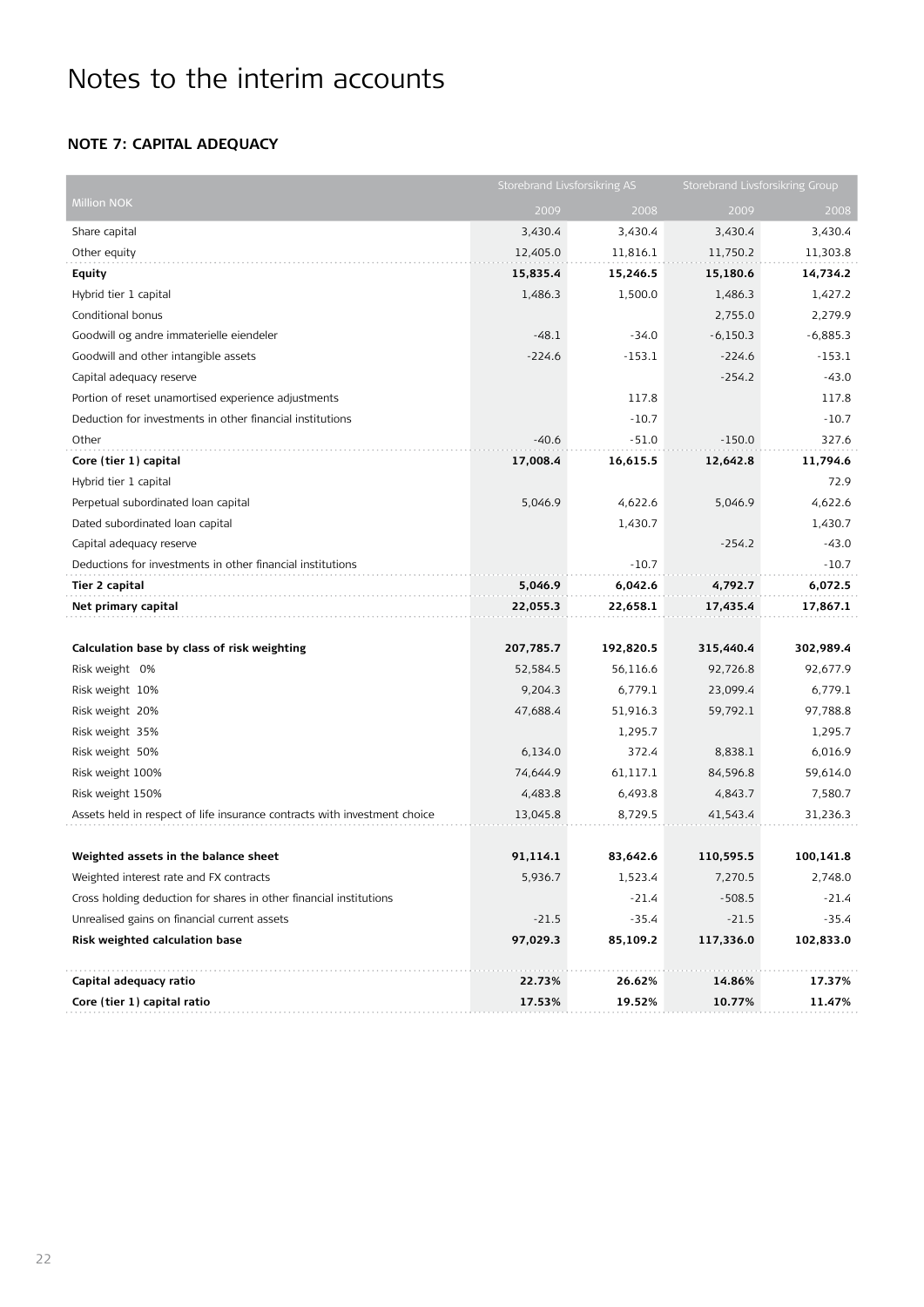# Notes to the interim accounts

## NOTE 7: CAPITAL ADEQUACY

| Million NOK | Storebrand Livsforsikring AS | | Storebrand Livsforsikring Group | |
|---|---|---|---|---|
| | 2009 | 2008 | 2009 | 2008 |
| Share capital | 3,430.4 | 3,430.4 | 3,430.4 | 3,430.4 |
| Other equity | 12,405.0 | 11,816.1 | 11,750.2 | 11,303.8 |
| **Equity** | **15,835.4** | **15,246.5** | **15,180.6** | **14,734.2** |
| Hybrid tier 1 capital | 1,486.3 | 1,500.0 | 1,486.3 | 1,427.2 |
| Conditional bonus | | | 2,755.0 | 2,279.9 |
| Goodwill og andre immaterielle eiendeler | -48.1 | -34.0 | -6,150.3 | -6,885.3 |
| Goodwill and other intangible assets | -224.6 | -153.1 | -224.6 | -153.1 |
| Capital adequacy reserve | | | -254.2 | -43.0 |
| Portion of reset unamortised experience adjustments | | 117.8 | | 117.8 |
| Deduction for investments in other financial institutions | | -10.7 | | -10.7 |
| Other | -40.6 | -51.0 | -150.0 | 327.6 |
| **Core (tier 1) capital** | **17,008.4** | **16,615.5** | **12,642.8** | **11,794.6** |
| Hybrid tier 1 capital | | | | 72.9 |
| Perpetual subordinated loan capital | 5,046.9 | 4,622.6 | 5,046.9 | 4,622.6 |
| Dated subordinated loan capital | | 1,430.7 | | 1,430.7 |
| Capital adequacy reserve | | | -254.2 | -43.0 |
| Deductions for investments in other financial institutions | | -10.7 | | -10.7 |
| **Tier 2 capital** | **5,046.9** | **6,042.6** | **4,792.7** | **6,072.5** |
| **Net primary capital** | **22,055.3** | **22,658.1** | **17,435.4** | **17,867.1** |
| | | | | |
| **Calculation base by class of risk weighting** | **207,785.7** | **192,820.5** | **315,440.4** | **302,989.4** |
| Risk weight 0% | 52,584.5 | 56,116.6 | 92,726.8 | 92,677.9 |
| Risk weight 10% | 9,204.3 | 6,779.1 | 23,099.4 | 6,779.1 |
| Risk weight 20% | 47,688.4 | 51,916.3 | 59,792.1 | 97,788.8 |
| Risk weight 35% | | 1,295.7 | | 1,295.7 |
| Risk weight 50% | 6,134.0 | 372.4 | 8,838.1 | 6,016.9 |
| Risk weight 100% | 74,644.9 | 61,117.1 | 84,596.8 | 59,614.0 |
| Risk weight 150% | 4,483.8 | 6,493.8 | 4,843.7 | 7,580.7 |
| Assets held in respect of life insurance contracts with investment choice | 13,045.8 | 8,729.5 | 41,543.4 | 31,236.3 |
| | | | | |
| **Weighted assets in the balance sheet** | **91,114.1** | **83,642.6** | **110,595.5** | **100,141.8** |
| Weighted interest rate and FX contracts | 5,936.7 | 1,523.4 | 7,270.5 | 2,748.0 |
| Cross holding deduction for shares in other financial institutions | | -21.4 | -508.5 | -21.4 |
| Unrealised gains on financial current assets | -21.5 | -35.4 | -21.5 | -35.4 |
| **Risk weighted calculation base** | **97,029.3** | **85,109.2** | **117,336.0** | **102,833.0** |
| | | | | |
| **Capital adequacy ratio** | **22.73%** | **26.62%** | **14.86%** | **17.37%** |
| **Core (tier 1) capital ratio** | **17.53%** | **19.52%** | **10.77%** | **11.47%** |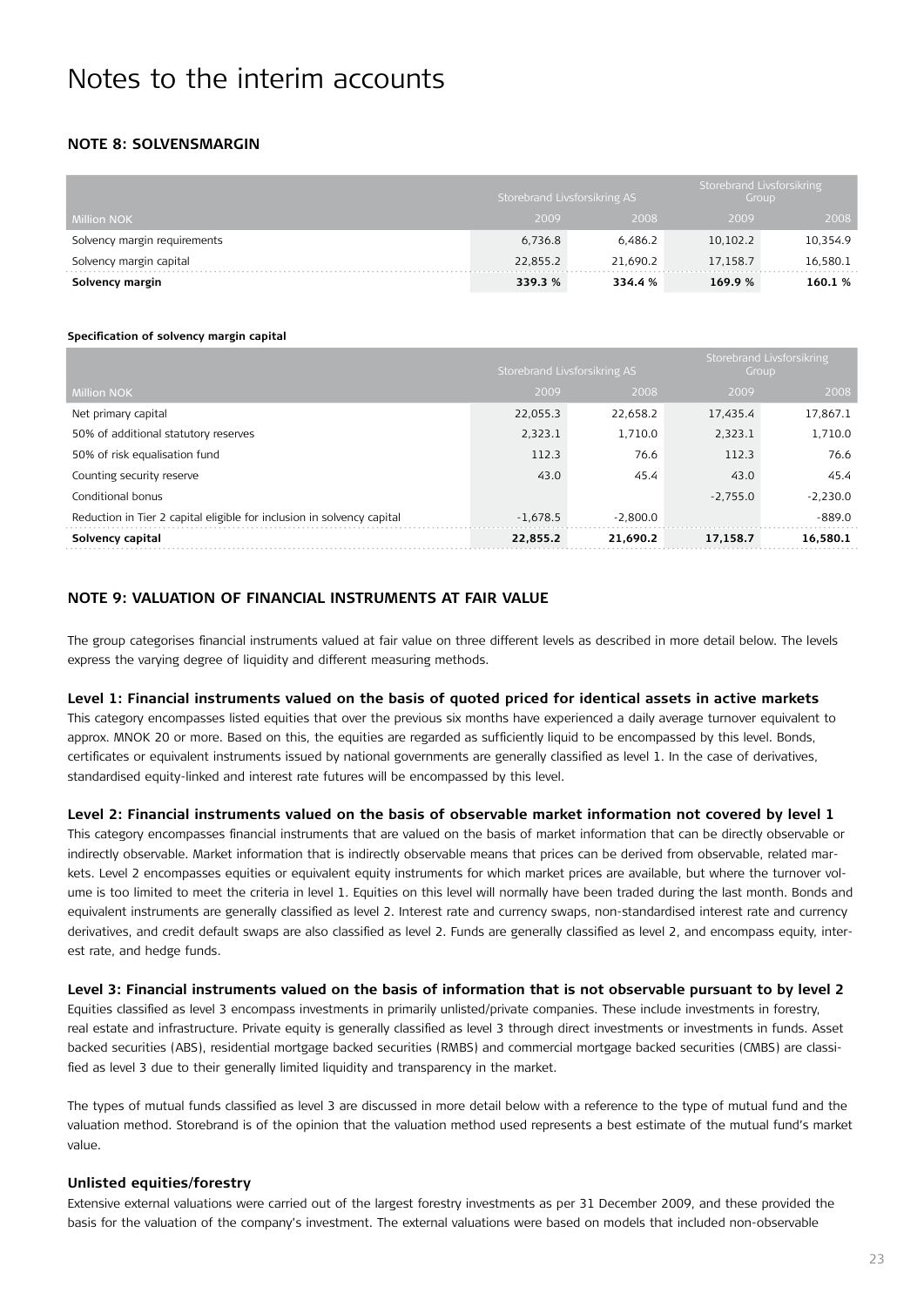# Notes to the interim accounts

## NOTE 8: SOLVENSMARGIN

| | Storebrand Livsforsikring AS | | Storebrand Livsforsikring Group | |
|---|---|---|---|---|
| Million NOK | 2009 | 2008 | 2009 | 2008 |
| Solvency margin requirements | 6,736.8 | 6,486.2 | 10,102.2 | 10,354.9 |
| Solvency margin capital | 22,855.2 | 21,690.2 | 17,158.7 | 16,580.1 |
| **Solvency margin** | **339.3 %** | **334.4 %** | **169.9 %** | **160.1 %** |

**Specification of solvency margin capital**

| | Storebrand Livsforsikring AS | | Storebrand Livsforsikring Group | |
|---|---|---|---|---|
| Million NOK | 2009 | 2008 | 2009 | 2008 |
| Net primary capital | 22,055.3 | 22,658.2 | 17,435.4 | 17,867.1 |
| 50% of additional statutory reserves | 2,323.1 | 1,710.0 | 2,323.1 | 1,710.0 |
| 50% of risk equalisation fund | 112.3 | 76.6 | 112.3 | 76.6 |
| Counting security reserve | 43.0 | 45.4 | 43.0 | 45.4 |
| Conditional bonus | | | -2,755.0 | -2,230.0 |
| Reduction in Tier 2 capital eligible for inclusion in solvency capital | -1,678.5 | -2,800.0 | | -889.0 |
| **Solvency capital** | **22,855.2** | **21,690.2** | **17,158.7** | **16,580.1** |

## NOTE 9: VALUATION OF FINANCIAL INSTRUMENTS AT FAIR VALUE

The group categorises financial instruments valued at fair value on three different levels as described in more detail below. The levels express the varying degree of liquidity and different measuring methods.

**Level 1: Financial instruments valued on the basis of quoted priced for identical assets in active markets**

This category encompasses listed equities that over the previous six months have experienced a daily average turnover equivalent to approx. MNOK 20 or more. Based on this, the equities are regarded as sufficiently liquid to be encompassed by this level. Bonds, certificates or equivalent instruments issued by national governments are generally classified as level 1. In the case of derivatives, standardised equity-linked and interest rate futures will be encompassed by this level.

**Level 2: Financial instruments valued on the basis of observable market information not covered by level 1**

This category encompasses financial instruments that are valued on the basis of market information that can be directly observable or indirectly observable. Market information that is indirectly observable means that prices can be derived from observable, related markets. Level 2 encompasses equities or equivalent equity instruments for which market prices are available, but where the turnover volume is too limited to meet the criteria in level 1. Equities on this level will normally have been traded during the last month. Bonds and equivalent instruments are generally classified as level 2. Interest rate and currency swaps, non-standardised interest rate and currency derivatives, and credit default swaps are also classified as level 2. Funds are generally classified as level 2, and encompass equity, interest rate, and hedge funds.

**Level 3: Financial instruments valued on the basis of information that is not observable pursuant to by level 2**

Equities classified as level 3 encompass investments in primarily unlisted/private companies. These include investments in forestry, real estate and infrastructure. Private equity is generally classified as level 3 through direct investments or investments in funds. Asset backed securities (ABS), residential mortgage backed securities (RMBS) and commercial mortgage backed securities (CMBS) are classified as level 3 due to their generally limited liquidity and transparency in the market.

The types of mutual funds classified as level 3 are discussed in more detail below with a reference to the type of mutual fund and the valuation method. Storebrand is of the opinion that the valuation method used represents a best estimate of the mutual fund's market value.

### Unlisted equities/forestry

Extensive external valuations were carried out of the largest forestry investments as per 31 December 2009, and these provided the basis for the valuation of the company's investment. The external valuations were based on models that included non-observable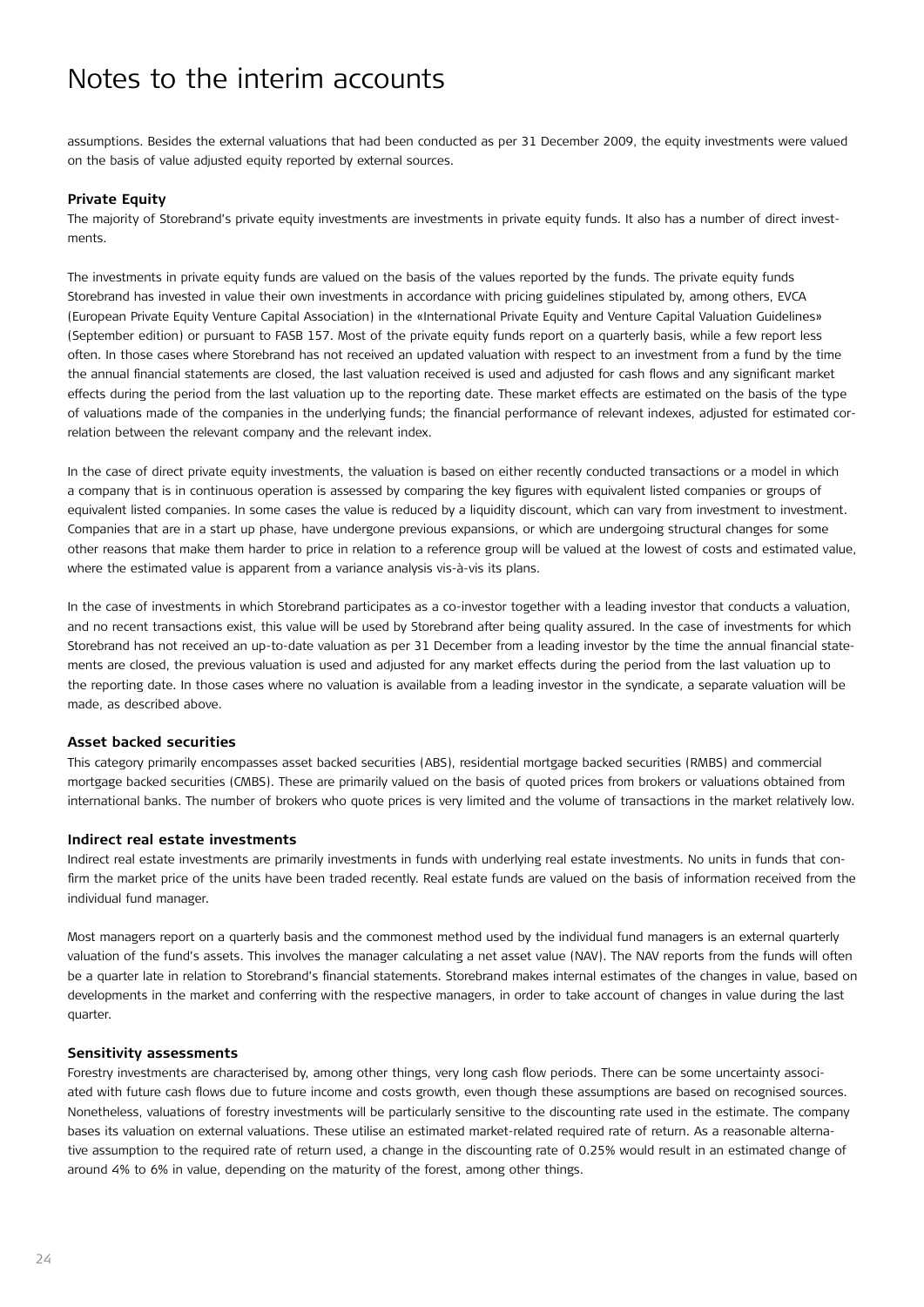# Notes to the interim accounts

assumptions. Besides the external valuations that had been conducted as per 31 December 2009, the equity investments were valued on the basis of value adjusted equity reported by external sources.

**Private Equity**

The majority of Storebrand's private equity investments are investments in private equity funds. It also has a number of direct investments.

The investments in private equity funds are valued on the basis of the values reported by the funds. The private equity funds Storebrand has invested in value their own investments in accordance with pricing guidelines stipulated by, among others, EVCA (European Private Equity Venture Capital Association) in the «International Private Equity and Venture Capital Valuation Guidelines» (September edition) or pursuant to FASB 157. Most of the private equity funds report on a quarterly basis, while a few report less often. In those cases where Storebrand has not received an updated valuation with respect to an investment from a fund by the time the annual financial statements are closed, the last valuation received is used and adjusted for cash flows and any significant market effects during the period from the last valuation up to the reporting date. These market effects are estimated on the basis of the type of valuations made of the companies in the underlying funds; the financial performance of relevant indexes, adjusted for estimated correlation between the relevant company and the relevant index.

In the case of direct private equity investments, the valuation is based on either recently conducted transactions or a model in which a company that is in continuous operation is assessed by comparing the key figures with equivalent listed companies or groups of equivalent listed companies. In some cases the value is reduced by a liquidity discount, which can vary from investment to investment. Companies that are in a start up phase, have undergone previous expansions, or which are undergoing structural changes for some other reasons that make them harder to price in relation to a reference group will be valued at the lowest of costs and estimated value, where the estimated value is apparent from a variance analysis vis-à-vis its plans.

In the case of investments in which Storebrand participates as a co-investor together with a leading investor that conducts a valuation, and no recent transactions exist, this value will be used by Storebrand after being quality assured. In the case of investments for which Storebrand has not received an up-to-date valuation as per 31 December from a leading investor by the time the annual financial statements are closed, the previous valuation is used and adjusted for any market effects during the period from the last valuation up to the reporting date. In those cases where no valuation is available from a leading investor in the syndicate, a separate valuation will be made, as described above.

**Asset backed securities**

This category primarily encompasses asset backed securities (ABS), residential mortgage backed securities (RMBS) and commercial mortgage backed securities (CMBS). These are primarily valued on the basis of quoted prices from brokers or valuations obtained from international banks. The number of brokers who quote prices is very limited and the volume of transactions in the market relatively low.

**Indirect real estate investments**

Indirect real estate investments are primarily investments in funds with underlying real estate investments. No units in funds that confirm the market price of the units have been traded recently. Real estate funds are valued on the basis of information received from the individual fund manager.

Most managers report on a quarterly basis and the commonest method used by the individual fund managers is an external quarterly valuation of the fund's assets. This involves the manager calculating a net asset value (NAV). The NAV reports from the funds will often be a quarter late in relation to Storebrand's financial statements. Storebrand makes internal estimates of the changes in value, based on developments in the market and conferring with the respective managers, in order to take account of changes in value during the last quarter.

**Sensitivity assessments**

Forestry investments are characterised by, among other things, very long cash flow periods. There can be some uncertainty associated with future cash flows due to future income and costs growth, even though these assumptions are based on recognised sources. Nonetheless, valuations of forestry investments will be particularly sensitive to the discounting rate used in the estimate. The company bases its valuation on external valuations. These utilise an estimated market-related required rate of return. As a reasonable alternative assumption to the required rate of return used, a change in the discounting rate of 0.25% would result in an estimated change of around 4% to 6% in value, depending on the maturity of the forest, among other things.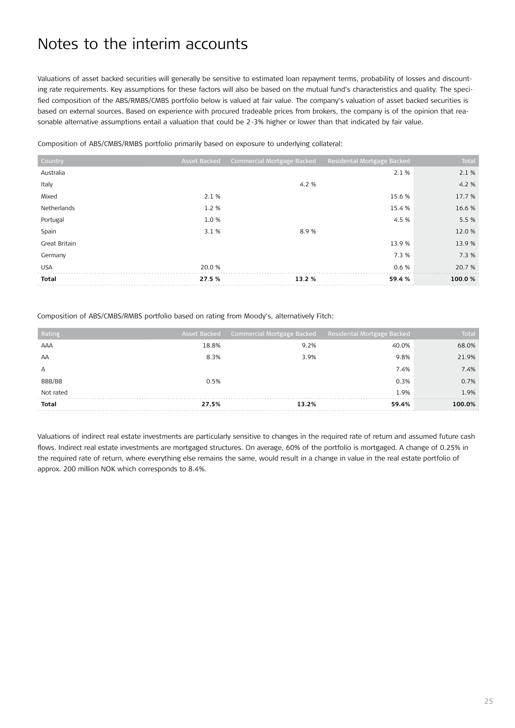# Notes to the interim accounts

Valuations of asset backed securities will generally be sensitive to estimated loan repayment terms, probability of losses and discounting rate requirements. Key assumptions for these factors will also be based on the mutual fund's characteristics and quality. The specified composition of the ABS/RMBS/CMBS portfolio below is valued at fair value. The company's valuation of asset backed securities is based on external sources. Based on experience with procured tradeable prices from brokers, the company is of the opinion that reasonable alternative assumptions entail a valuation that could be 2-3% higher or lower than that indicated by fair value.

Composition of ABS/CMBS/RMBS portfolio primarily based on exposure to underlying collateral:

| Country | Asset Backed | Commercial Mortgage Backed | Residental Mortgage Backed | Total |
|---|---|---|---|---|
| Australia | | | 2.1 % | 2.1 % |
| Italy | | 4.2 % | | 4.2 % |
| Mixed | 2.1 % | | 15.6 % | 17.7 % |
| Netherlands | 1.2 % | | 15.4 % | 16.6 % |
| Portugal | 1.0 % | | 4.5 % | 5.5 % |
| Spain | 3.1 % | 8.9 % | | 12.0 % |
| Great Britain | | | 13.9 % | 13.9 % |
| Germany | | | 7.3 % | 7.3 % |
| USA | 20.0 % | | 0.6 % | 20.7 % |
| **Total** | **27.5 %** | **13.2 %** | **59.4 %** | **100.0 %** |

Composition of ABS/CMBS/RMBS portfolio based on rating from Moody's, alternatively Fitch:

| Rating | Asset Backed | Commercial Mortgage Backed | Residental Mortgage Backed | Total |
|---|---|---|---|---|
| AAA | 18.8% | 9.2% | 40.0% | 68.0% |
| AA | 8.3% | 3.9% | 9.8% | 21.9% |
| A | | | 7.4% | 7.4% |
| BBB/BB | 0.5% | | 0.3% | 0.7% |
| Not rated | | | 1.9% | 1.9% |
| **Total** | **27.5%** | **13.2%** | **59.4%** | **100.0%** |

Valuations of indirect real estate investments are particularly sensitive to changes in the required rate of return and assumed future cash flows. Indirect real estate investments are mortgaged structures. On average, 60% of the portfolio is mortgaged. A change of 0.25% in the required rate of return, where everything else remains the same, would result in a change in value in the real estate portfolio of approx. 200 million NOK which corresponds to 8.4%.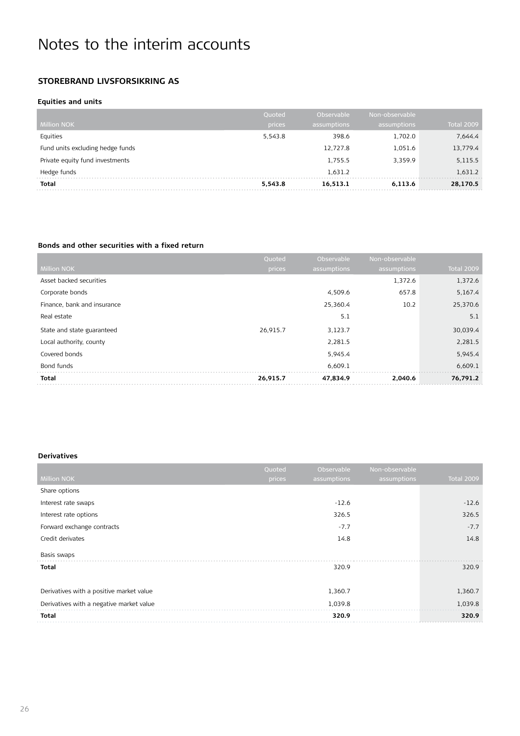# Notes to the interim accounts

### STOREBRAND LIVSFORSIKRING AS

**Equities and units**

| Million NOK | Quoted prices | Observable assumptions | Non-observable assumptions | Total 2009 |
|---|---|---|---|---|
| Equities | 5,543.8 | 398.6 | 1,702.0 | 7,644.4 |
| Fund units excluding hedge funds | | 12,727.8 | 1,051.6 | 13,779.4 |
| Private equity fund investments | | 1,755.5 | 3,359.9 | 5,115.5 |
| Hedge funds | | 1,631.2 | | 1,631.2 |
| **Total** | **5,543.8** | **16,513.1** | **6,113.6** | **28,170.5** |

**Bonds and other securities with a fixed return**

| Million NOK | Quoted prices | Observable assumptions | Non-observable assumptions | Total 2009 |
|---|---|---|---|---|
| Asset backed securities | | | 1,372.6 | 1,372.6 |
| Corporate bonds | | 4,509.6 | 657.8 | 5,167.4 |
| Finance, bank and insurance | | 25,360.4 | 10.2 | 25,370.6 |
| Real estate | | 5.1 | | 5.1 |
| State and state guaranteed | 26,915.7 | 3,123.7 | | 30,039.4 |
| Local authority, county | | 2,281.5 | | 2,281.5 |
| Covered bonds | | 5,945.4 | | 5,945.4 |
| Bond funds | | 6,609.1 | | 6,609.1 |
| **Total** | **26,915.7** | **47,834.9** | **2,040.6** | **76,791.2** |

**Derivatives**

| Million NOK | Quoted prices | Observable assumptions | Non-observable assumptions | Total 2009 |
|---|---|---|---|---|
| Share options | | | | |
| Interest rate swaps | | -12.6 | | -12.6 |
| Interest rate options | | 326.5 | | 326.5 |
| Forward exchange contracts | | -7.7 | | -7.7 |
| Credit derivates | | 14.8 | | 14.8 |
| Basis swaps | | | | |
| **Total** | | 320.9 | | 320.9 |
| | | | | |
| Derivatives with a positive market value | | 1,360.7 | | 1,360.7 |
| Derivatives with a negative market value | | 1,039.8 | | 1,039.8 |
| **Total** | | **320.9** | | **320.9** |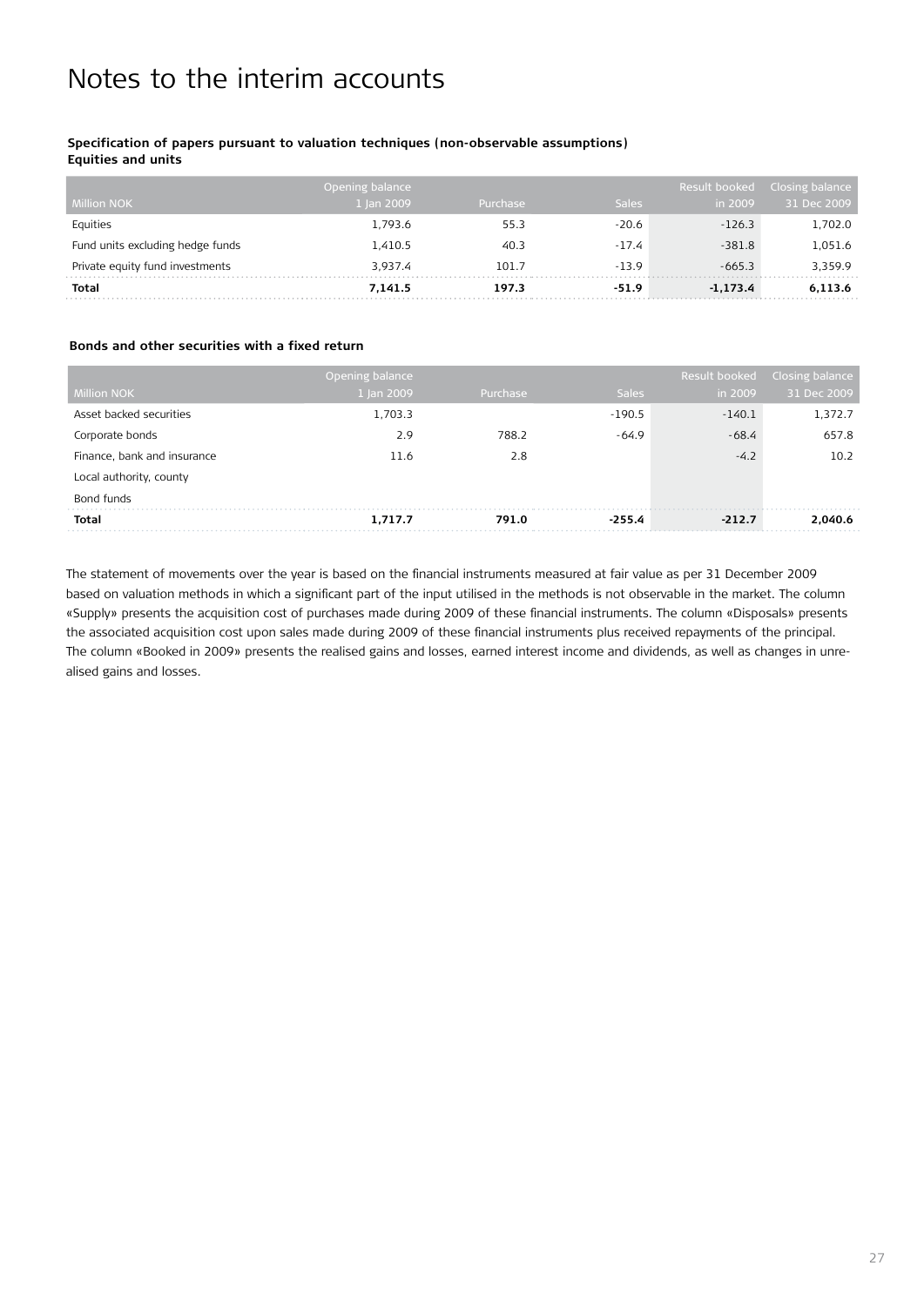# Notes to the interim accounts

**Specification of papers pursuant to valuation techniques (non-observable assumptions)**
**Equities and units**

| Million NOK | Opening balance 1 Jan 2009 | Purchase | Sales | Result booked in 2009 | Closing balance 31 Dec 2009 |
|---|---|---|---|---|---|
| Equities | 1,793.6 | 55.3 | -20.6 | -126.3 | 1,702.0 |
| Fund units excluding hedge funds | 1,410.5 | 40.3 | -17.4 | -381.8 | 1,051.6 |
| Private equity fund investments | 3,937.4 | 101.7 | -13.9 | -665.3 | 3,359.9 |
| **Total** | **7,141.5** | **197.3** | **-51.9** | **-1,173.4** | **6,113.6** |

**Bonds and other securities with a fixed return**

| Million NOK | Opening balance 1 Jan 2009 | Purchase | Sales | Result booked in 2009 | Closing balance 31 Dec 2009 |
|---|---|---|---|---|---|
| Asset backed securities | 1,703.3 | | -190.5 | -140.1 | 1,372.7 |
| Corporate bonds | 2.9 | 788.2 | -64.9 | -68.4 | 657.8 |
| Finance, bank and insurance | 11.6 | 2.8 | | -4.2 | 10.2 |
| Local authority, county | | | | | |
| Bond funds | | | | | |
| **Total** | **1,717.7** | **791.0** | **-255.4** | **-212.7** | **2,040.6** |

The statement of movements over the year is based on the financial instruments measured at fair value as per 31 December 2009 based on valuation methods in which a significant part of the input utilised in the methods is not observable in the market. The column «Supply» presents the acquisition cost of purchases made during 2009 of these financial instruments. The column «Disposals» presents the associated acquisition cost upon sales made during 2009 of these financial instruments plus received repayments of the principal. The column «Booked in 2009» presents the realised gains and losses, earned interest income and dividends, as well as changes in unrealised gains and losses.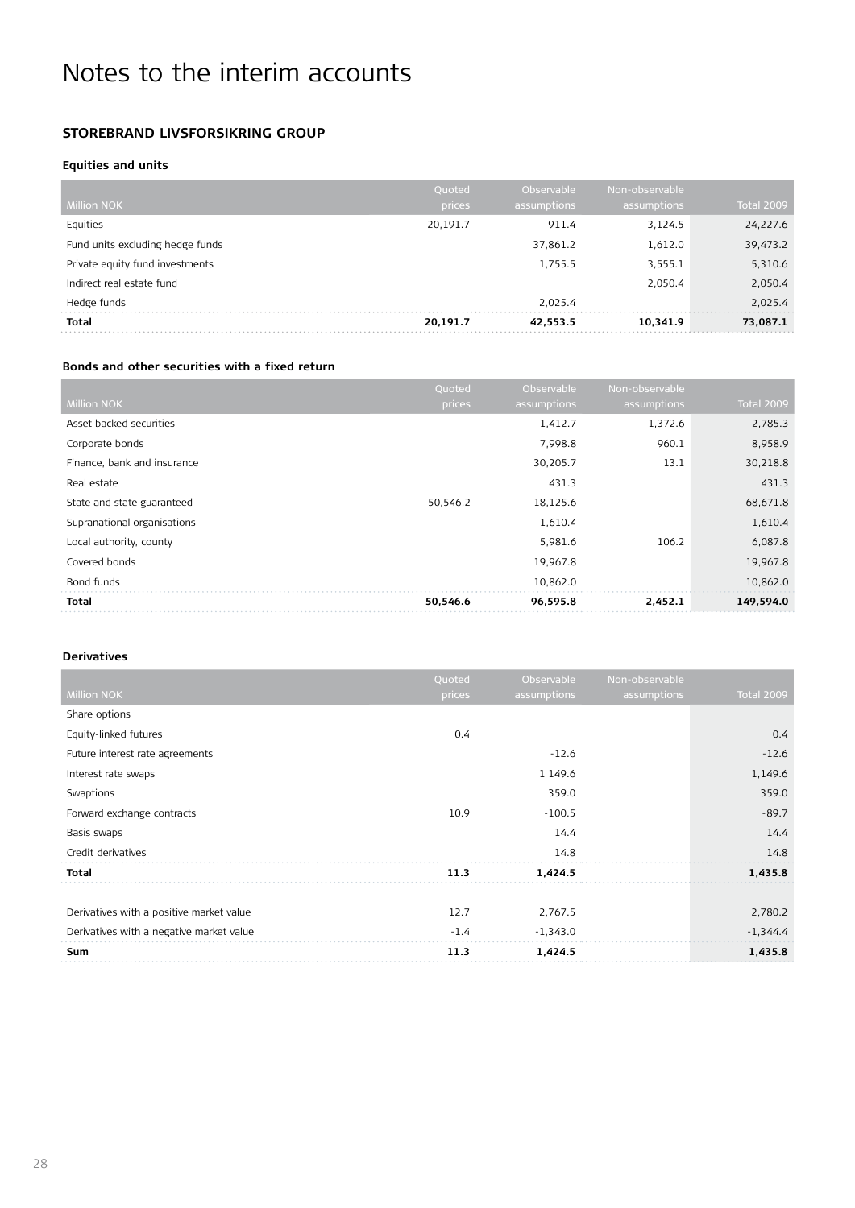# Notes to the interim accounts

## STOREBRAND LIVSFORSIKRING GROUP

### Equities and units

| Million NOK | Quoted prices | Observable assumptions | Non-observable assumptions | Total 2009 |
|---|---|---|---|---|
| Equities | 20,191.7 | 911.4 | 3,124.5 | 24,227.6 |
| Fund units excluding hedge funds | | 37,861.2 | 1,612.0 | 39,473.2 |
| Private equity fund investments | | 1,755.5 | 3,555.1 | 5,310.6 |
| Indirect real estate fund | | | 2,050.4 | 2,050.4 |
| Hedge funds | | 2,025.4 | | 2,025.4 |
| **Total** | **20,191.7** | **42,553.5** | **10,341.9** | **73,087.1** |

### Bonds and other securities with a fixed return

| Million NOK | Quoted prices | Observable assumptions | Non-observable assumptions | Total 2009 |
|---|---|---|---|---|
| Asset backed securities | | 1,412.7 | 1,372.6 | 2,785.3 |
| Corporate bonds | | 7,998.8 | 960.1 | 8,958.9 |
| Finance, bank and insurance | | 30,205.7 | 13.1 | 30,218.8 |
| Real estate | | 431.3 | | 431.3 |
| State and state guaranteed | 50,546,2 | 18,125.6 | | 68,671.8 |
| Supranational organisations | | 1,610.4 | | 1,610.4 |
| Local authority, county | | 5,981.6 | 106.2 | 6,087.8 |
| Covered bonds | | 19,967.8 | | 19,967.8 |
| Bond funds | | 10,862.0 | | 10,862.0 |
| **Total** | **50,546.6** | **96,595.8** | **2,452.1** | **149,594.0** |

### Derivatives

| Million NOK | Quoted prices | Observable assumptions | Non-observable assumptions | Total 2009 |
|---|---|---|---|---|
| Share options | | | | |
| Equity-linked futures | 0.4 | | | 0.4 |
| Future interest rate agreements | | -12.6 | | -12.6 |
| Interest rate swaps | | 1 149.6 | | 1,149.6 |
| Swaptions | | 359.0 | | 359.0 |
| Forward exchange contracts | 10.9 | -100.5 | | -89.7 |
| Basis swaps | | 14.4 | | 14.4 |
| Credit derivatives | | 14.8 | | 14.8 |
| **Total** | **11.3** | **1,424.5** | | **1,435.8** |
| | | | | |
| Derivatives with a positive market value | 12.7 | 2,767.5 | | 2,780.2 |
| Derivatives with a negative market value | -1.4 | -1,343.0 | | -1,344.4 |
| **Sum** | **11.3** | **1,424.5** | | **1,435.8** |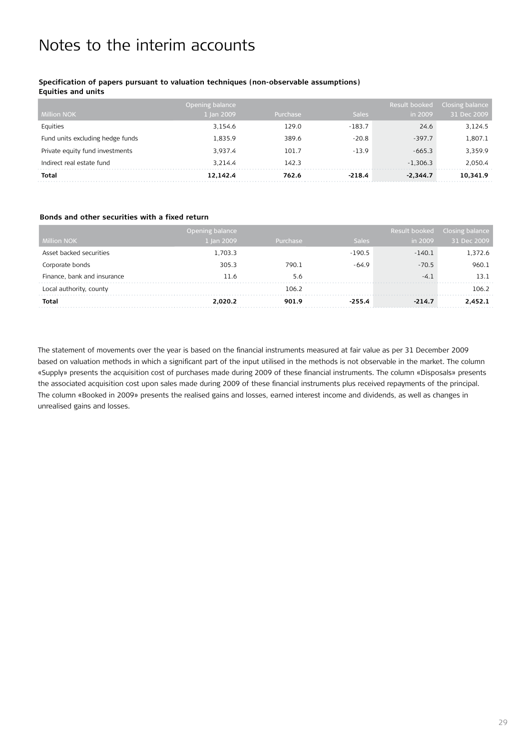# Notes to the interim accounts

**Specification of papers pursuant to valuation techniques (non-observable assumptions)**
**Equities and units**

| Million NOK | Opening balance 1 Jan 2009 | Purchase | Sales | Result booked in 2009 | Closing balance 31 Dec 2009 |
|---|---|---|---|---|---|
| Equities | 3,154.6 | 129.0 | -183.7 | 24.6 | 3,124.5 |
| Fund units excluding hedge funds | 1,835.9 | 389.6 | -20.8 | -397.7 | 1,807.1 |
| Private equity fund investments | 3,937.4 | 101.7 | -13.9 | -665.3 | 3,359.9 |
| Indirect real estate fund | 3,214.4 | 142.3 | | -1,306.3 | 2,050.4 |
| **Total** | **12,142.4** | **762.6** | **-218.4** | **-2,344.7** | **10,341.9** |

**Bonds and other securities with a fixed return**

| Million NOK | Opening balance 1 Jan 2009 | Purchase | Sales | Result booked in 2009 | Closing balance 31 Dec 2009 |
|---|---|---|---|---|---|
| Asset backed securities | 1,703.3 | | -190.5 | -140.1 | 1,372.6 |
| Corporate bonds | 305.3 | 790.1 | -64.9 | -70.5 | 960.1 |
| Finance, bank and insurance | 11.6 | 5.6 | | -4.1 | 13.1 |
| Local authority, county | | 106.2 | | | 106.2 |
| **Total** | **2,020.2** | **901.9** | **-255.4** | **-214.7** | **2,452.1** |

The statement of movements over the year is based on the financial instruments measured at fair value as per 31 December 2009 based on valuation methods in which a significant part of the input utilised in the methods is not observable in the market. The column «Supply» presents the acquisition cost of purchases made during 2009 of these financial instruments. The column «Disposals» presents the associated acquisition cost upon sales made during 2009 of these financial instruments plus received repayments of the principal. The column «Booked in 2009» presents the realised gains and losses, earned interest income and dividends, as well as changes in unrealised gains and losses.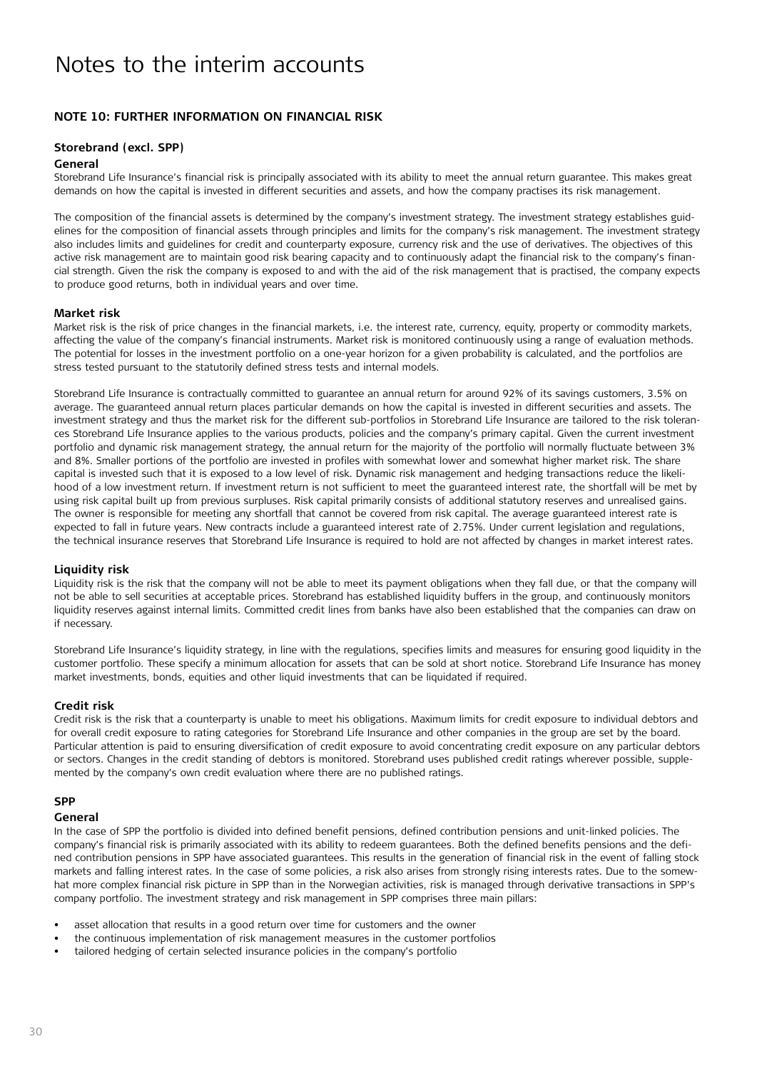# Notes to the interim accounts

## NOTE 10: FURTHER INFORMATION ON FINANCIAL RISK

### Storebrand (excl. SPP)

#### General

Storebrand Life Insurance's financial risk is principally associated with its ability to meet the annual return guarantee. This makes great demands on how the capital is invested in different securities and assets, and how the company practises its risk management.

The composition of the financial assets is determined by the company's investment strategy. The investment strategy establishes guidelines for the composition of financial assets through principles and limits for the company's risk management. The investment strategy also includes limits and guidelines for credit and counterparty exposure, currency risk and the use of derivatives. The objectives of this active risk management are to maintain good risk bearing capacity and to continuously adapt the financial risk to the company's financial strength. Given the risk the company is exposed to and with the aid of the risk management that is practised, the company expects to produce good returns, both in individual years and over time.

#### Market risk

Market risk is the risk of price changes in the financial markets, i.e. the interest rate, currency, equity, property or commodity markets, affecting the value of the company's financial instruments. Market risk is monitored continuously using a range of evaluation methods. The potential for losses in the investment portfolio on a one-year horizon for a given probability is calculated, and the portfolios are stress tested pursuant to the statutorily defined stress tests and internal models.

Storebrand Life Insurance is contractually committed to guarantee an annual return for around 92% of its savings customers, 3.5% on average. The guaranteed annual return places particular demands on how the capital is invested in different securities and assets. The investment strategy and thus the market risk for the different sub-portfolios in Storebrand Life Insurance are tailored to the risk tolerances Storebrand Life Insurance applies to the various products, policies and the company's primary capital. Given the current investment portfolio and dynamic risk management strategy, the annual return for the majority of the portfolio will normally fluctuate between 3% and 8%. Smaller portions of the portfolio are invested in profiles with somewhat lower and somewhat higher market risk. The share capital is invested such that it is exposed to a low level of risk. Dynamic risk management and hedging transactions reduce the likelihood of a low investment return. If investment return is not sufficient to meet the guaranteed interest rate, the shortfall will be met by using risk capital built up from previous surpluses. Risk capital primarily consists of additional statutory reserves and unrealised gains. The owner is responsible for meeting any shortfall that cannot be covered from risk capital. The average guaranteed interest rate is expected to fall in future years. New contracts include a guaranteed interest rate of 2.75%. Under current legislation and regulations, the technical insurance reserves that Storebrand Life Insurance is required to hold are not affected by changes in market interest rates.

#### Liquidity risk

Liquidity risk is the risk that the company will not be able to meet its payment obligations when they fall due, or that the company will not be able to sell securities at acceptable prices. Storebrand has established liquidity buffers in the group, and continuously monitors liquidity reserves against internal limits. Committed credit lines from banks have also been established that the companies can draw on if necessary.

Storebrand Life Insurance's liquidity strategy, in line with the regulations, specifies limits and measures for ensuring good liquidity in the customer portfolio. These specify a minimum allocation for assets that can be sold at short notice. Storebrand Life Insurance has money market investments, bonds, equities and other liquid investments that can be liquidated if required.

#### Credit risk

Credit risk is the risk that a counterparty is unable to meet his obligations. Maximum limits for credit exposure to individual debtors and for overall credit exposure to rating categories for Storebrand Life Insurance and other companies in the group are set by the board. Particular attention is paid to ensuring diversification of credit exposure to avoid concentrating credit exposure on any particular debtors or sectors. Changes in the credit standing of debtors is monitored. Storebrand uses published credit ratings wherever possible, supplemented by the company's own credit evaluation where there are no published ratings.

### SPP

#### General

In the case of SPP the portfolio is divided into defined benefit pensions, defined contribution pensions and unit-linked policies. The company's financial risk is primarily associated with its ability to redeem guarantees. Both the defined benefits pensions and the defined contribution pensions in SPP have associated guarantees. This results in the generation of financial risk in the event of falling stock markets and falling interest rates. In the case of some policies, a risk also arises from strongly rising interests rates. Due to the somewhat more complex financial risk picture in SPP than in the Norwegian activities, risk is managed through derivative transactions in SPP's company portfolio. The investment strategy and risk management in SPP comprises three main pillars:

- asset allocation that results in a good return over time for customers and the owner
- the continuous implementation of risk management measures in the customer portfolios
- tailored hedging of certain selected insurance policies in the company's portfolio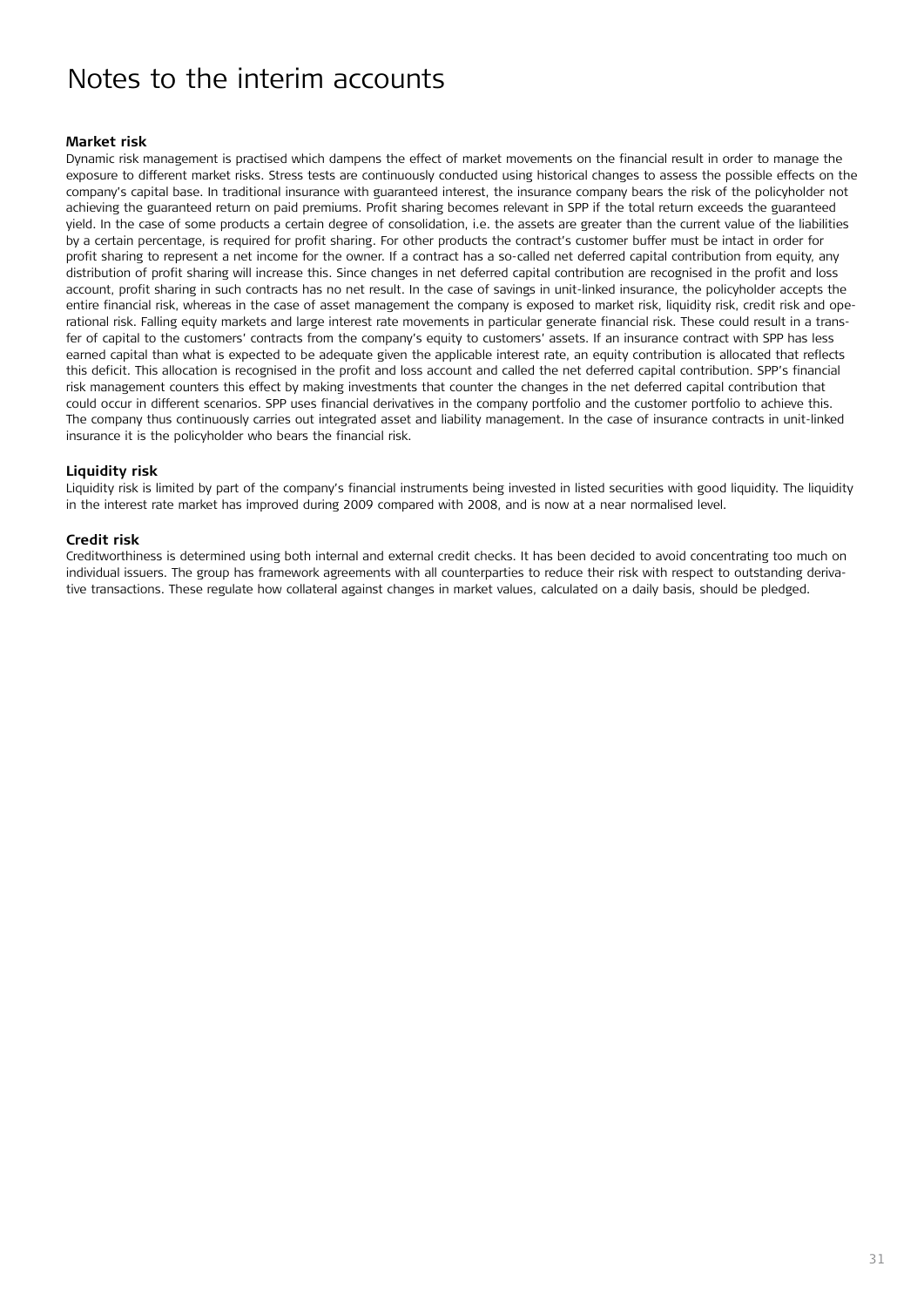# Notes to the interim accounts

### Market risk

Dynamic risk management is practised which dampens the effect of market movements on the financial result in order to manage the exposure to different market risks. Stress tests are continuously conducted using historical changes to assess the possible effects on the company's capital base. In traditional insurance with guaranteed interest, the insurance company bears the risk of the policyholder not achieving the guaranteed return on paid premiums. Profit sharing becomes relevant in SPP if the total return exceeds the guaranteed yield. In the case of some products a certain degree of consolidation, i.e. the assets are greater than the current value of the liabilities by a certain percentage, is required for profit sharing. For other products the contract's customer buffer must be intact in order for profit sharing to represent a net income for the owner. If a contract has a so-called net deferred capital contribution from equity, any distribution of profit sharing will increase this. Since changes in net deferred capital contribution are recognised in the profit and loss account, profit sharing in such contracts has no net result. In the case of savings in unit-linked insurance, the policyholder accepts the entire financial risk, whereas in the case of asset management the company is exposed to market risk, liquidity risk, credit risk and operational risk. Falling equity markets and large interest rate movements in particular generate financial risk. These could result in a transfer of capital to the customers' contracts from the company's equity to customers' assets. If an insurance contract with SPP has less earned capital than what is expected to be adequate given the applicable interest rate, an equity contribution is allocated that reflects this deficit. This allocation is recognised in the profit and loss account and called the net deferred capital contribution. SPP's financial risk management counters this effect by making investments that counter the changes in the net deferred capital contribution that could occur in different scenarios. SPP uses financial derivatives in the company portfolio and the customer portfolio to achieve this. The company thus continuously carries out integrated asset and liability management. In the case of insurance contracts in unit-linked insurance it is the policyholder who bears the financial risk.

### Liquidity risk

Liquidity risk is limited by part of the company's financial instruments being invested in listed securities with good liquidity. The liquidity in the interest rate market has improved during 2009 compared with 2008, and is now at a near normalised level.

### Credit risk

Creditworthiness is determined using both internal and external credit checks. It has been decided to avoid concentrating too much on individual issuers. The group has framework agreements with all counterparties to reduce their risk with respect to outstanding derivative transactions. These regulate how collateral against changes in market values, calculated on a daily basis, should be pledged.